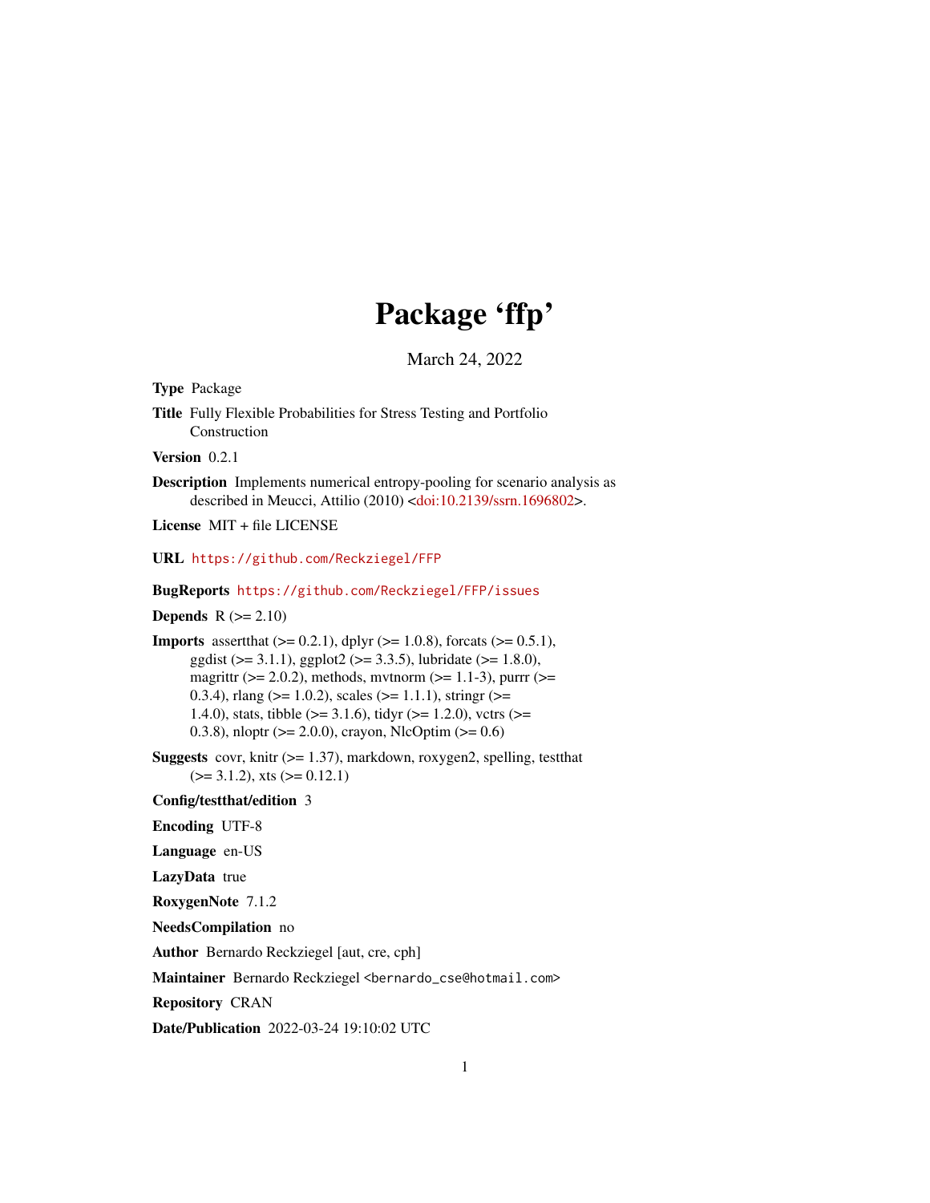# Package 'ffp'

March 24, 2022

**Type** Package

**Title** Fully Flexible Probabilities for Stress Testing and Portfolio Construction

**Version** 0.2.1

**Description** Implements numerical entropy-pooling for scenario analysis as described in Meucci, Attilio (2010) <doi:10.2139/ssrn.1696802>.

**License** MIT + file LICENSE

**URL** https://github.com/Reckziegel/FFP

**BugReports** https://github.com/Reckziegel/FFP/issues

**Depends** R (>= 2.10)

**Imports** assertthat (>= 0.2.1), dplyr (>= 1.0.8), forcats (>= 0.5.1), ggdist (>= 3.1.1), ggplot2 (>= 3.3.5), lubridate (>= 1.8.0), magrittr (>= 2.0.2), methods, mvtnorm (>= 1.1-3), purrr (>= 0.3.4), rlang (>= 1.0.2), scales (>= 1.1.1), stringr (>= 1.4.0), stats, tibble (>= 3.1.6), tidyr (>= 1.2.0), vctrs (>= 0.3.8), nloptr (>= 2.0.0), crayon, NlcOptim (>= 0.6)

**Suggests** covr, knitr (>= 1.37), markdown, roxygen2, spelling, testthat (>= 3.1.2), xts (>= 0.12.1)

**Config/testthat/edition** 3

**Encoding** UTF-8

**Language** en-US

**LazyData** true

**RoxygenNote** 7.1.2

**NeedsCompilation** no

**Author** Bernardo Reckziegel [aut, cre, cph]

**Maintainer** Bernardo Reckziegel <bernardo_cse@hotmail.com>

**Repository** CRAN

**Date/Publication** 2022-03-24 19:10:02 UTC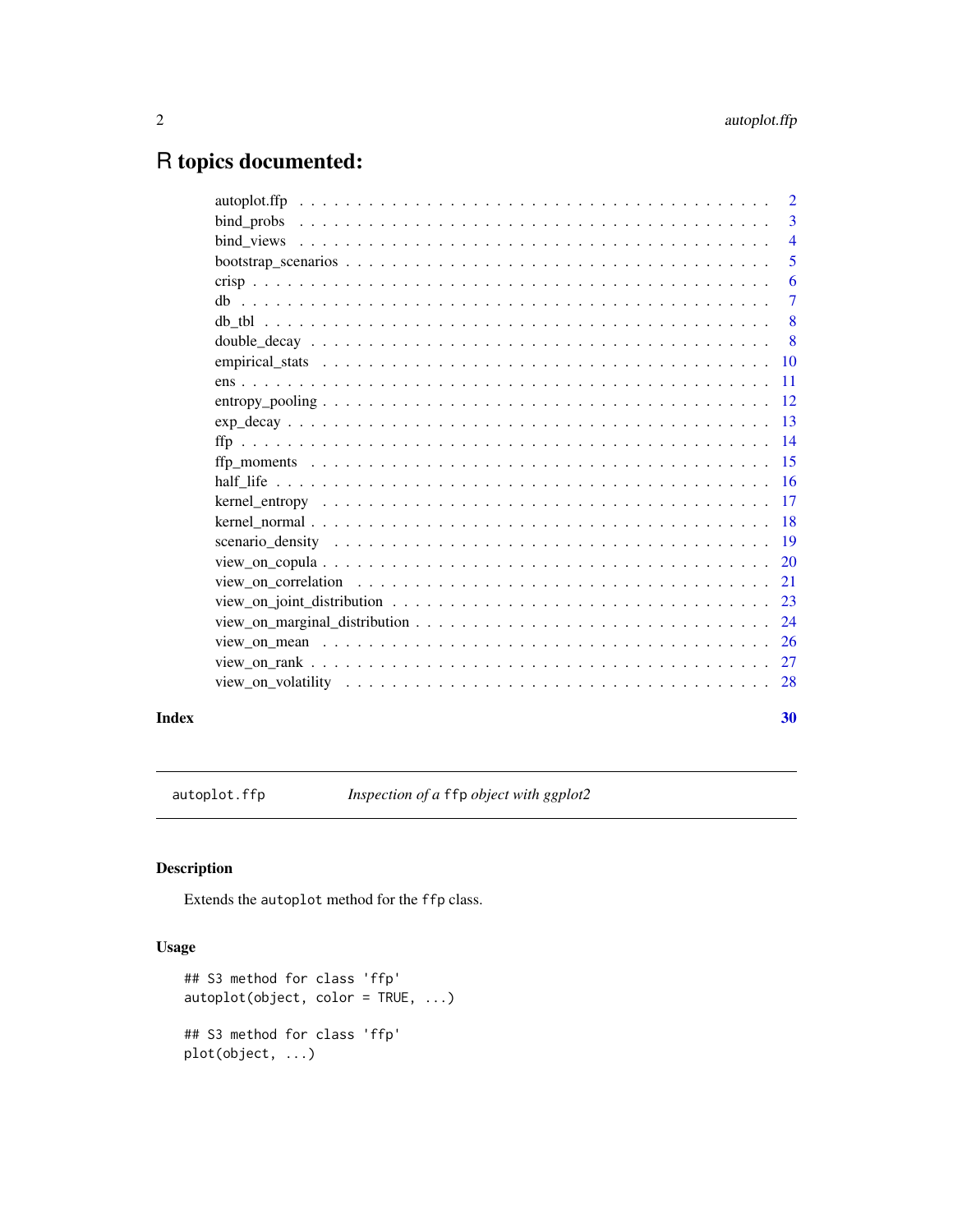# R topics documented:

| | |
|---|---|
| autoplot.ffp | 2 |
| bind_probs | 3 |
| bind_views | 4 |
| bootstrap_scenarios | 5 |
| crisp | 6 |
| db | 7 |
| db_tbl | 8 |
| double_decay | 8 |
| empirical_stats | 10 |
| ens | 11 |
| entropy_pooling | 12 |
| exp_decay | 13 |
| ffp | 14 |
| ffp_moments | 15 |
| half_life | 16 |
| kernel_entropy | 17 |
| kernel_normal | 18 |
| scenario_density | 19 |
| view_on_copula | 20 |
| view_on_correlation | 21 |
| view_on_joint_distribution | 23 |
| view_on_marginal_distribution | 24 |
| view_on_mean | 26 |
| view_on_rank | 27 |
| view_on_volatility | 28 |

**Index** **30**

---

`autoplot.ffp` *Inspection of a `ffp` object with ggplot2*

---

## Description

Extends the `autoplot` method for the `ffp` class.

## Usage

```
## S3 method for class 'ffp'
autoplot(object, color = TRUE, ...)

## S3 method for class 'ffp'
plot(object, ...)
```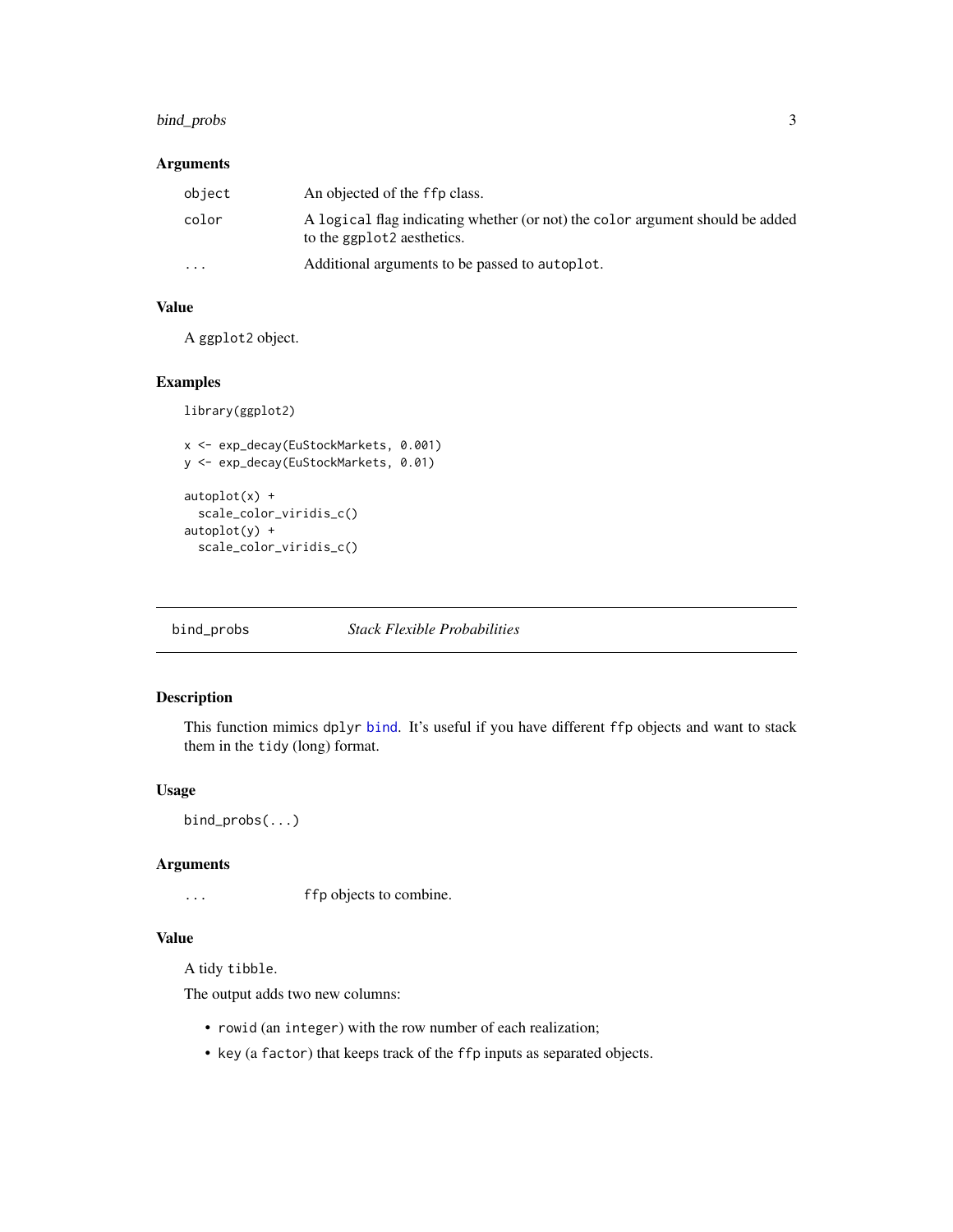### Arguments

| | |
|---|---|
| `object` | An objected of the `ffp` class. |
| `color` | A `logical` flag indicating whether (or not) the `color` argument should be added to the `ggplot2` aesthetics. |
| `...` | Additional arguments to be passed to `autoplot`. |

### Value

A `ggplot2` object.

### Examples

```
library(ggplot2)

x <- exp_decay(EuStockMarkets, 0.001)
y <- exp_decay(EuStockMarkets, 0.01)

autoplot(x) +
  scale_color_viridis_c()
autoplot(y) +
  scale_color_viridis_c()
```

---

## bind_probs    *Stack Flexible Probabilities*

---

### Description

This function mimics `dplyr` bind. It's useful if you have different `ffp` objects and want to stack them in the `tidy` (long) format.

### Usage

```
bind_probs(...)
```

### Arguments

| | |
|---|---|
| `...` | `ffp` objects to combine. |

### Value

A tidy `tibble`.

The output adds two new columns:

- `rowid` (an `integer`) with the row number of each realization;
- `key` (a `factor`) that keeps track of the `ffp` inputs as separated objects.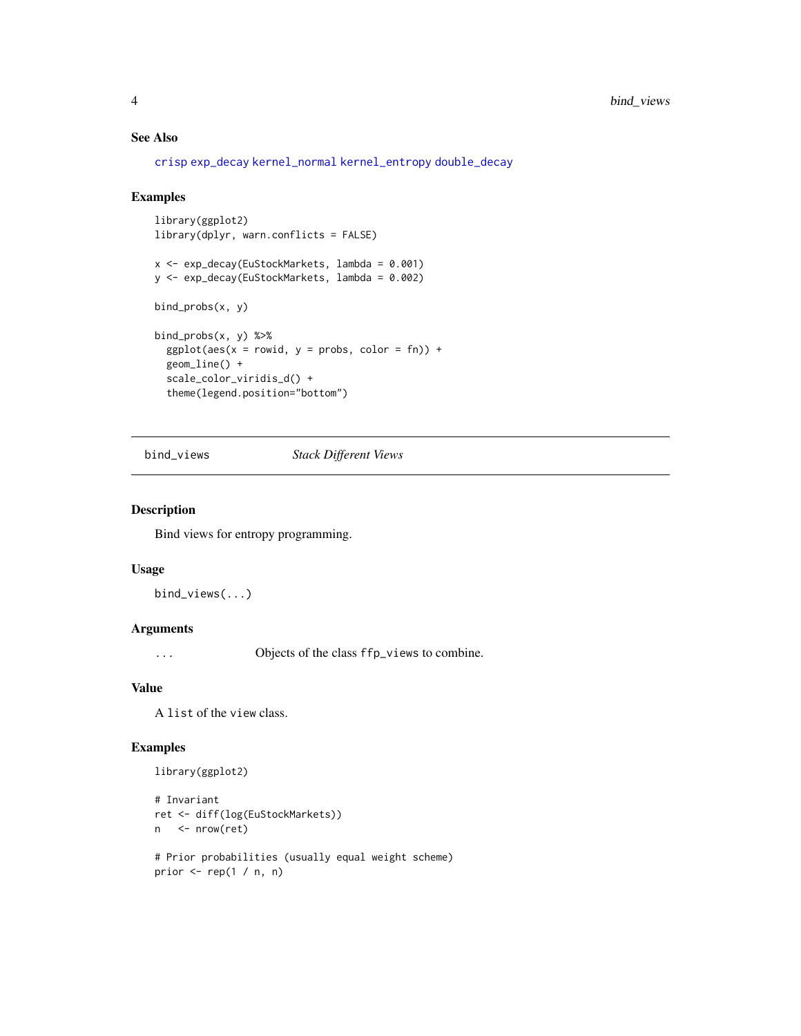### See Also

crisp exp_decay kernel_normal kernel_entropy double_decay

### Examples

```
library(ggplot2)
library(dplyr, warn.conflicts = FALSE)

x <- exp_decay(EuStockMarkets, lambda = 0.001)
y <- exp_decay(EuStockMarkets, lambda = 0.002)

bind_probs(x, y)

bind_probs(x, y) %>%
  ggplot(aes(x = rowid, y = probs, color = fn)) +
  geom_line() +
  scale_color_viridis_d() +
  theme(legend.position="bottom")
```

---

## bind_views *Stack Different Views*

### Description

Bind views for entropy programming.

### Usage

```
bind_views(...)
```

### Arguments

| | |
|---|---|
| ... | Objects of the class ffp_views to combine. |

### Value

A list of the view class.

### Examples

```
library(ggplot2)

# Invariant
ret <- diff(log(EuStockMarkets))
n   <- nrow(ret)

# Prior probabilities (usually equal weight scheme)
prior <- rep(1 / n, n)
```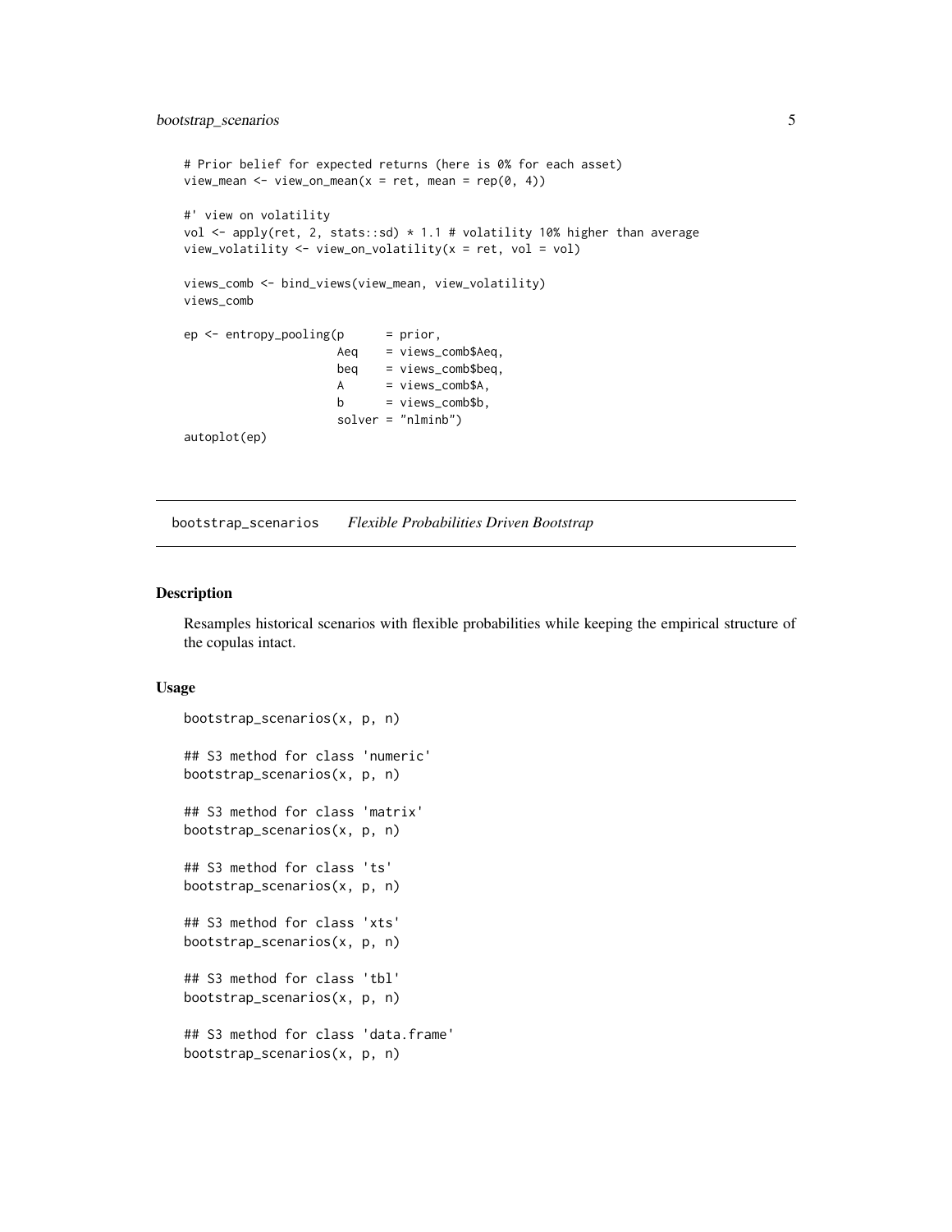```
# Prior belief for expected returns (here is 0% for each asset)
view_mean <- view_on_mean(x = ret, mean = rep(0, 4))

#' view on volatility
vol <- apply(ret, 2, stats::sd) * 1.1 # volatility 10% higher than average
view_volatility <- view_on_volatility(x = ret, vol = vol)

views_comb <- bind_views(view_mean, view_volatility)
views_comb

ep <- entropy_pooling(p      = prior,
                      Aeq    = views_comb$Aeq,
                      beq    = views_comb$beq,
                      A      = views_comb$A,
                      b      = views_comb$b,
                      solver = "nlminb")
autoplot(ep)
```

---

## bootstrap_scenarios *Flexible Probabilities Driven Bootstrap*

---

### Description

Resamples historical scenarios with flexible probabilities while keeping the empirical structure of the copulas intact.

### Usage

```
bootstrap_scenarios(x, p, n)

## S3 method for class 'numeric'
bootstrap_scenarios(x, p, n)

## S3 method for class 'matrix'
bootstrap_scenarios(x, p, n)

## S3 method for class 'ts'
bootstrap_scenarios(x, p, n)

## S3 method for class 'xts'
bootstrap_scenarios(x, p, n)

## S3 method for class 'tbl'
bootstrap_scenarios(x, p, n)

## S3 method for class 'data.frame'
bootstrap_scenarios(x, p, n)
```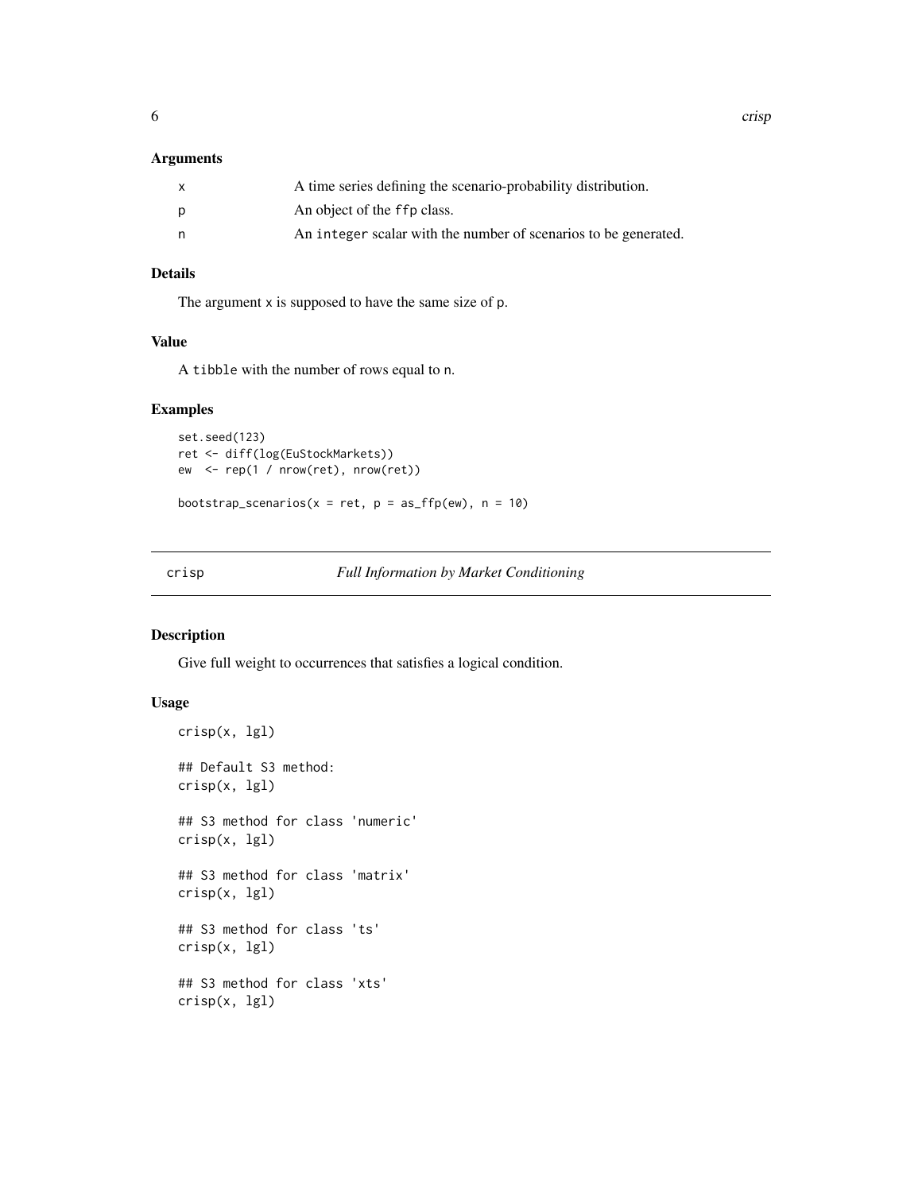### Arguments

| | |
|---|---|
| x | A time series defining the scenario-probability distribution. |
| p | An object of the `ffp` class. |
| n | An `integer` scalar with the number of scenarios to be generated. |

### Details

The argument `x` is supposed to have the same size of `p`.

### Value

A `tibble` with the number of rows equal to `n`.

### Examples

```
set.seed(123)
ret <- diff(log(EuStockMarkets))
ew  <- rep(1 / nrow(ret), nrow(ret))

bootstrap_scenarios(x = ret, p = as_ffp(ew), n = 10)
```

---

## crisp — *Full Information by Market Conditioning*

### Description

Give full weight to occurrences that satisfies a logical condition.

### Usage

```
crisp(x, lgl)

## Default S3 method:
crisp(x, lgl)

## S3 method for class 'numeric'
crisp(x, lgl)

## S3 method for class 'matrix'
crisp(x, lgl)

## S3 method for class 'ts'
crisp(x, lgl)

## S3 method for class 'xts'
crisp(x, lgl)
```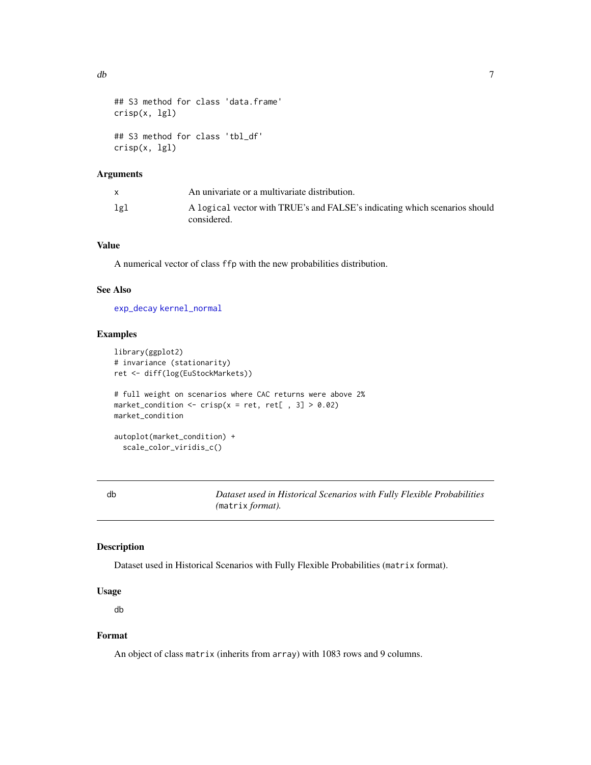```
## S3 method for class 'data.frame'
crisp(x, lgl)

## S3 method for class 'tbl_df'
crisp(x, lgl)
```

### Arguments

| | |
|---|---|
| x | An univariate or a multivariate distribution. |
| lgl | A `logical` vector with TRUE's and FALSE's indicating which scenarios should considered. |

### Value

A numerical vector of class `ffp` with the new probabilities distribution.

### See Also

`exp_decay` `kernel_normal`

### Examples

```
library(ggplot2)
# invariance (stationarity)
ret <- diff(log(EuStockMarkets))

# full weight on scenarios where CAC returns were above 2%
market_condition <- crisp(x = ret, ret[ , 3] > 0.02)
market_condition

autoplot(market_condition) +
  scale_color_viridis_c()
```

---

## db — *Dataset used in Historical Scenarios with Fully Flexible Probabilities (`matrix` format).*

---

### Description

Dataset used in Historical Scenarios with Fully Flexible Probabilities (`matrix` format).

### Usage

```
db
```

### Format

An object of class `matrix` (inherits from `array`) with 1083 rows and 9 columns.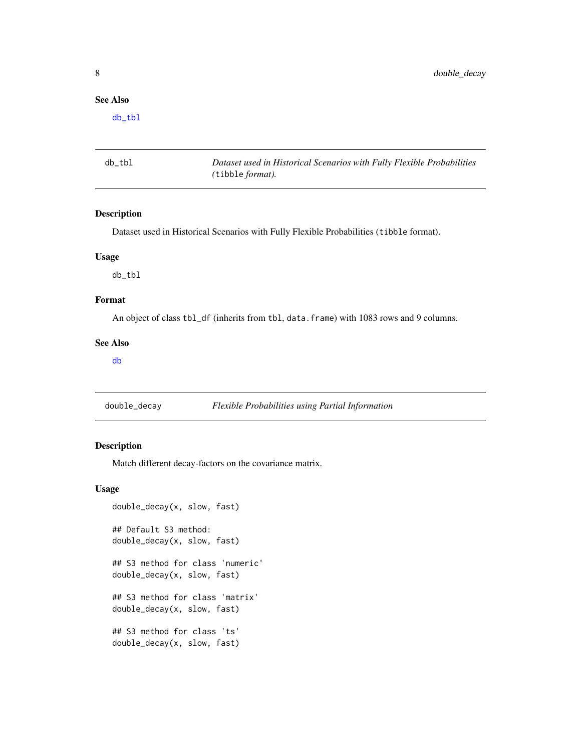### See Also

db_tbl

## db_tbl — *Dataset used in Historical Scenarios with Fully Flexible Probabilities (`tibble` format).*

### Description

Dataset used in Historical Scenarios with Fully Flexible Probabilities (`tibble` format).

### Usage

```
db_tbl
```

### Format

An object of class `tbl_df` (inherits from `tbl`, `data.frame`) with 1083 rows and 9 columns.

### See Also

db

## double_decay — *Flexible Probabilities using Partial Information*

### Description

Match different decay-factors on the covariance matrix.

### Usage

```
double_decay(x, slow, fast)

## Default S3 method:
double_decay(x, slow, fast)

## S3 method for class 'numeric'
double_decay(x, slow, fast)

## S3 method for class 'matrix'
double_decay(x, slow, fast)

## S3 method for class 'ts'
double_decay(x, slow, fast)
```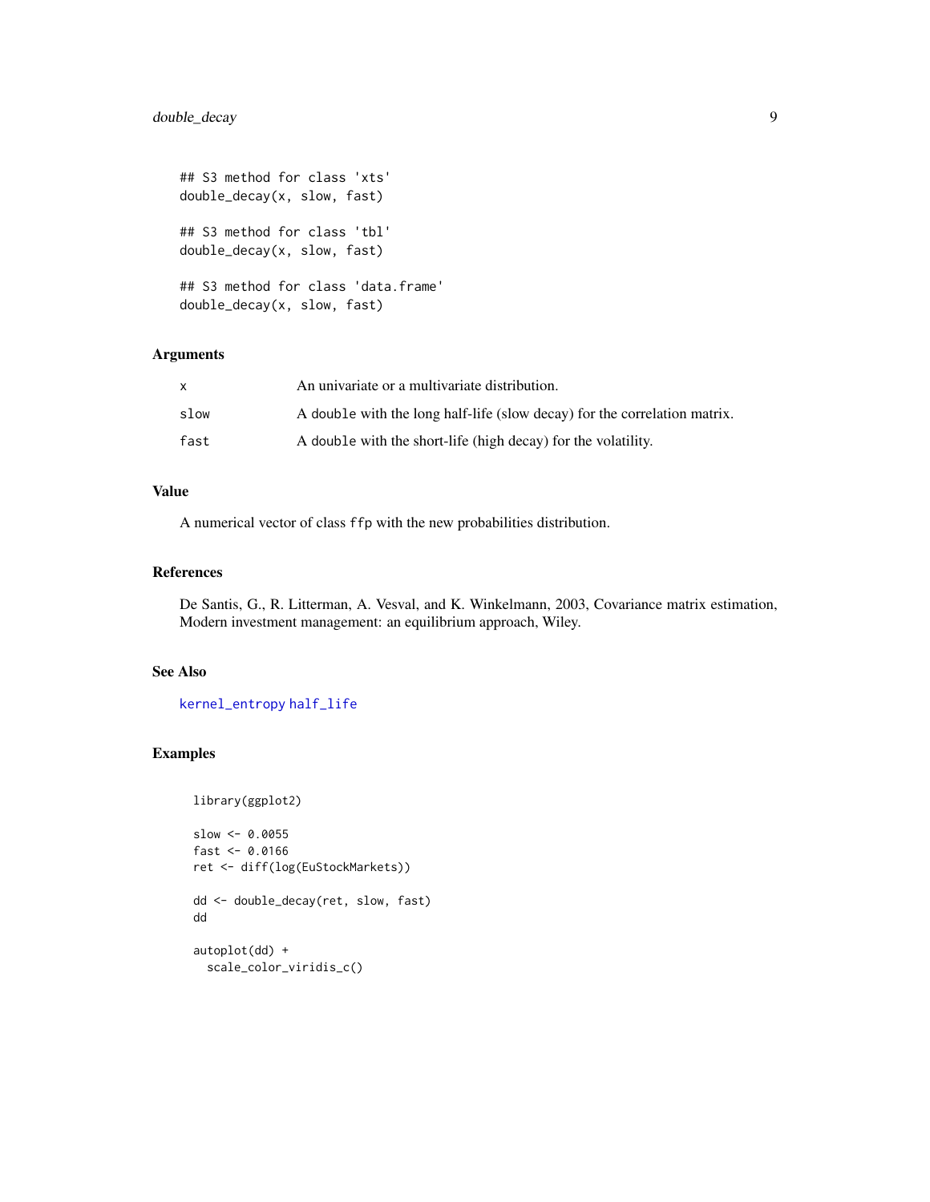```
## S3 method for class 'xts'
double_decay(x, slow, fast)

## S3 method for class 'tbl'
double_decay(x, slow, fast)

## S3 method for class 'data.frame'
double_decay(x, slow, fast)
```

### Arguments

| | |
|---|---|
| x | An univariate or a multivariate distribution. |
| slow | A `double` with the long half-life (slow decay) for the correlation matrix. |
| fast | A `double` with the short-life (high decay) for the volatility. |

### Value

A numerical vector of class `ffp` with the new probabilities distribution.

### References

De Santis, G., R. Litterman, A. Vesval, and K. Winkelmann, 2003, Covariance matrix estimation, Modern investment management: an equilibrium approach, Wiley.

### See Also

`kernel_entropy` `half_life`

### Examples

```
library(ggplot2)

slow <- 0.0055
fast <- 0.0166
ret <- diff(log(EuStockMarkets))

dd <- double_decay(ret, slow, fast)
dd

autoplot(dd) +
  scale_color_viridis_c()
```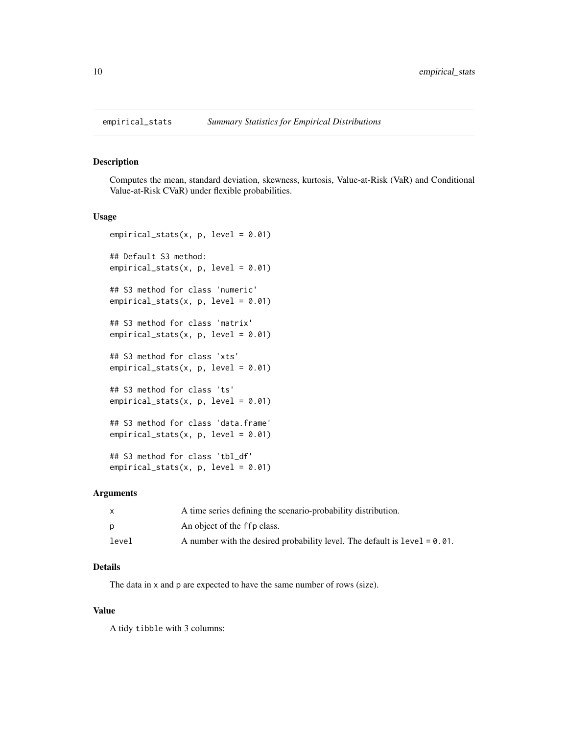# empirical_stats *Summary Statistics for Empirical Distributions*

## Description

Computes the mean, standard deviation, skewness, kurtosis, Value-at-Risk (VaR) and Conditional Value-at-Risk CVaR) under flexible probabilities.

## Usage

```
empirical_stats(x, p, level = 0.01)

## Default S3 method:
empirical_stats(x, p, level = 0.01)

## S3 method for class 'numeric'
empirical_stats(x, p, level = 0.01)

## S3 method for class 'matrix'
empirical_stats(x, p, level = 0.01)

## S3 method for class 'xts'
empirical_stats(x, p, level = 0.01)

## S3 method for class 'ts'
empirical_stats(x, p, level = 0.01)

## S3 method for class 'data.frame'
empirical_stats(x, p, level = 0.01)

## S3 method for class 'tbl_df'
empirical_stats(x, p, level = 0.01)
```

## Arguments

| | |
|---|---|
| `x` | A time series defining the scenario-probability distribution. |
| `p` | An object of the `ffp` class. |
| `level` | A number with the desired probability level. The default is `level = 0.01`. |

## Details

The data in `x` and `p` are expected to have the same number of rows (size).

## Value

A tidy `tibble` with 3 columns: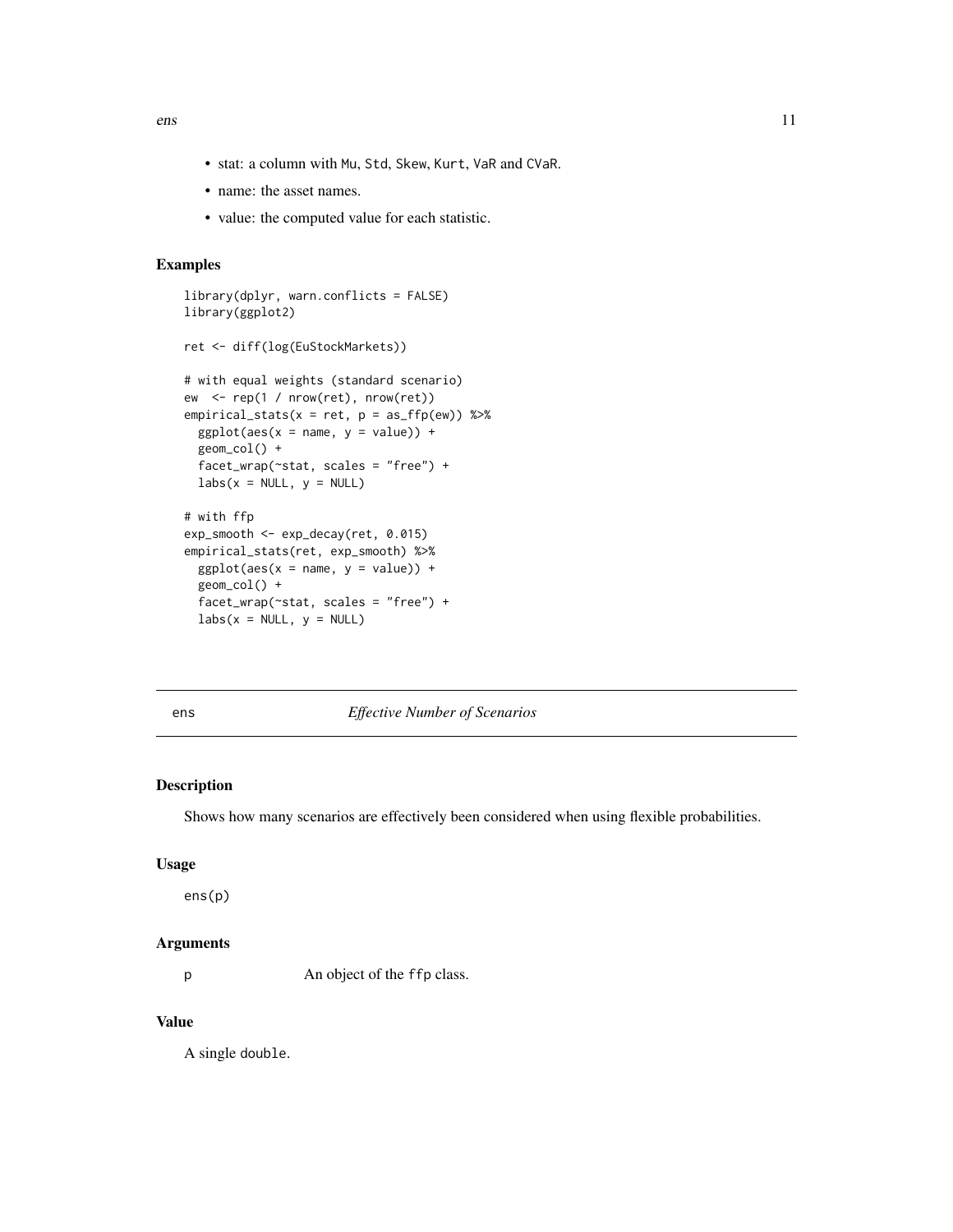- stat: a column with `Mu`, `Std`, `Skew`, `Kurt`, `VaR` and `CVaR`.
- name: the asset names.
- value: the computed value for each statistic.

### Examples

```
library(dplyr, warn.conflicts = FALSE)
library(ggplot2)

ret <- diff(log(EuStockMarkets))

# with equal weights (standard scenario)
ew  <- rep(1 / nrow(ret), nrow(ret))
empirical_stats(x = ret, p = as_ffp(ew)) %>%
  ggplot(aes(x = name, y = value)) +
  geom_col() +
  facet_wrap(~stat, scales = "free") +
  labs(x = NULL, y = NULL)

# with ffp
exp_smooth <- exp_decay(ret, 0.015)
empirical_stats(ret, exp_smooth) %>%
  ggplot(aes(x = name, y = value)) +
  geom_col() +
  facet_wrap(~stat, scales = "free") +
  labs(x = NULL, y = NULL)
```

---

## ens — *Effective Number of Scenarios*

### Description

Shows how many scenarios are effectively been considered when using flexible probabilities.

### Usage

```
ens(p)
```

### Arguments

| | |
|---|---|
| p | An object of the `ffp` class. |

### Value

A single `double`.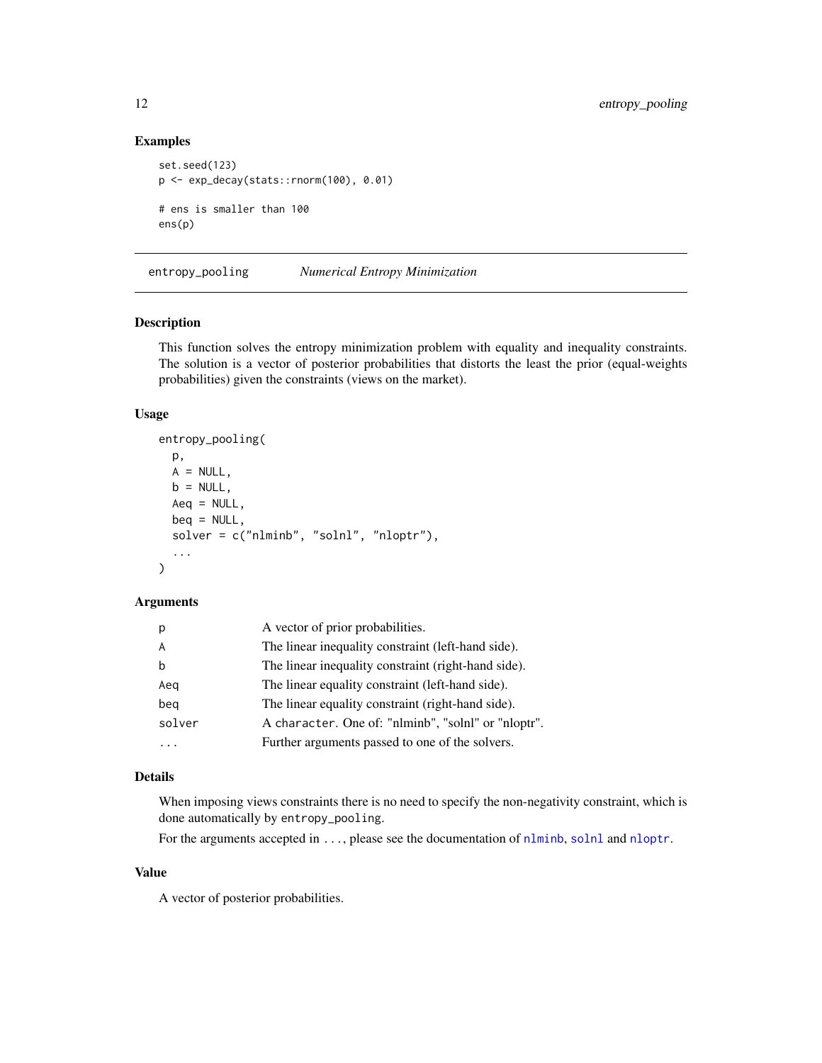## Examples

```
set.seed(123)
p <- exp_decay(stats::rnorm(100), 0.01)

# ens is smaller than 100
ens(p)
```

---

# entropy_pooling — *Numerical Entropy Minimization*

## Description

This function solves the entropy minimization problem with equality and inequality constraints. The solution is a vector of posterior probabilities that distorts the least the prior (equal-weights probabilities) given the constraints (views on the market).

## Usage

```
entropy_pooling(
  p,
  A = NULL,
  b = NULL,
  Aeq = NULL,
  beq = NULL,
  solver = c("nlminb", "solnl", "nloptr"),
  ...
)
```

## Arguments

| | |
|---|---|
| `p` | A vector of prior probabilities. |
| `A` | The linear inequality constraint (left-hand side). |
| `b` | The linear inequality constraint (right-hand side). |
| `Aeq` | The linear equality constraint (left-hand side). |
| `beq` | The linear equality constraint (right-hand side). |
| `solver` | A `character`. One of: "nlminb", "solnl" or "nloptr". |
| `...` | Further arguments passed to one of the solvers. |

## Details

When imposing views constraints there is no need to specify the non-negativity constraint, which is done automatically by `entropy_pooling`.

For the arguments accepted in `...`, please see the documentation of `nlminb`, `solnl` and `nloptr`.

## Value

A vector of posterior probabilities.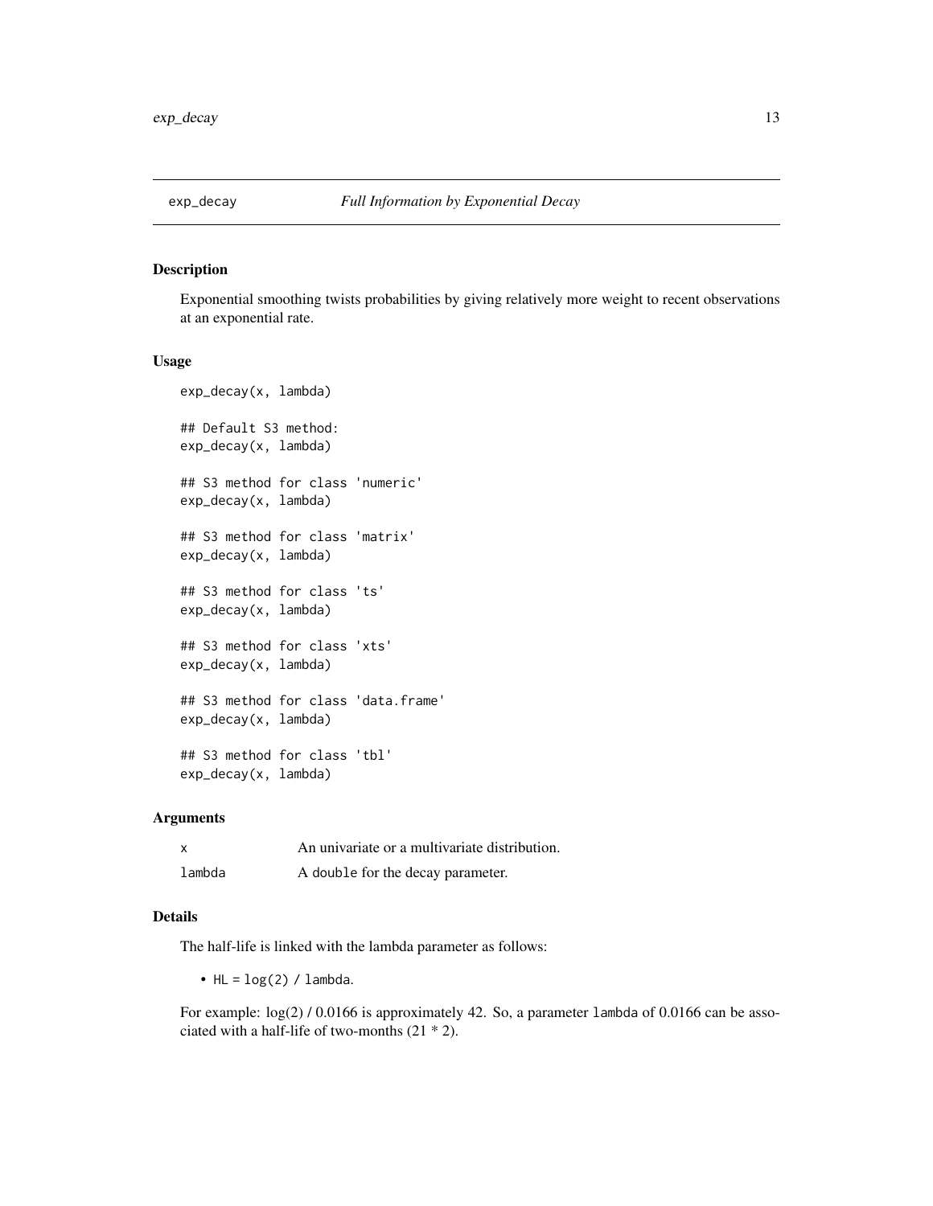# exp_decay *Full Information by Exponential Decay*

## Description

Exponential smoothing twists probabilities by giving relatively more weight to recent observations at an exponential rate.

## Usage

```
exp_decay(x, lambda)

## Default S3 method:
exp_decay(x, lambda)

## S3 method for class 'numeric'
exp_decay(x, lambda)

## S3 method for class 'matrix'
exp_decay(x, lambda)

## S3 method for class 'ts'
exp_decay(x, lambda)

## S3 method for class 'xts'
exp_decay(x, lambda)

## S3 method for class 'data.frame'
exp_decay(x, lambda)

## S3 method for class 'tbl'
exp_decay(x, lambda)
```

## Arguments

| | |
|---|---|
| `x` | An univariate or a multivariate distribution. |
| `lambda` | A `double` for the decay parameter. |

## Details

The half-life is linked with the lambda parameter as follows:

- `HL = log(2) / lambda`.

For example: log(2) / 0.0166 is approximately 42. So, a parameter `lambda` of 0.0166 can be associated with a half-life of two-months (21 * 2).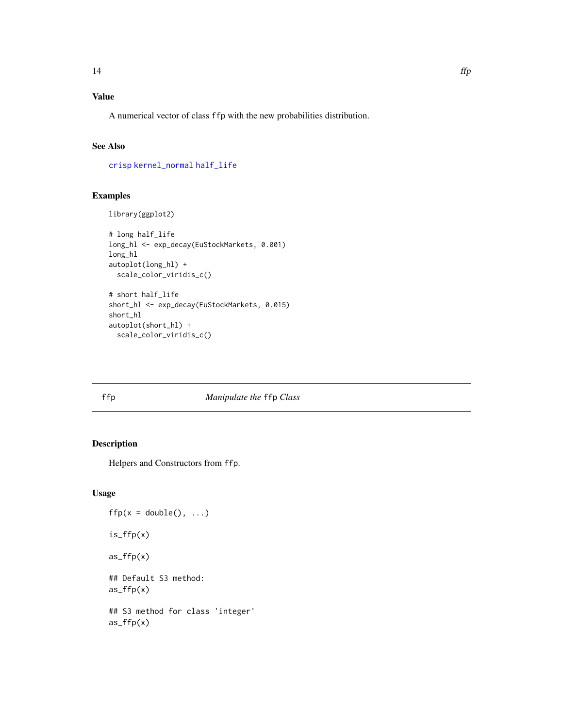### Value

A numerical vector of class ffp with the new probabilities distribution.

### See Also

crisp kernel_normal half_life

### Examples

```
library(ggplot2)

# long half_life
long_hl <- exp_decay(EuStockMarkets, 0.001)
long_hl
autoplot(long_hl) +
  scale_color_viridis_c()

# short half_life
short_hl <- exp_decay(EuStockMarkets, 0.015)
short_hl
autoplot(short_hl) +
  scale_color_viridis_c()
```

---

## ffp — *Manipulate the* ffp *Class*

---

### Description

Helpers and Constructors from ffp.

### Usage

```
ffp(x = double(), ...)

is_ffp(x)

as_ffp(x)

## Default S3 method:
as_ffp(x)

## S3 method for class 'integer'
as_ffp(x)
```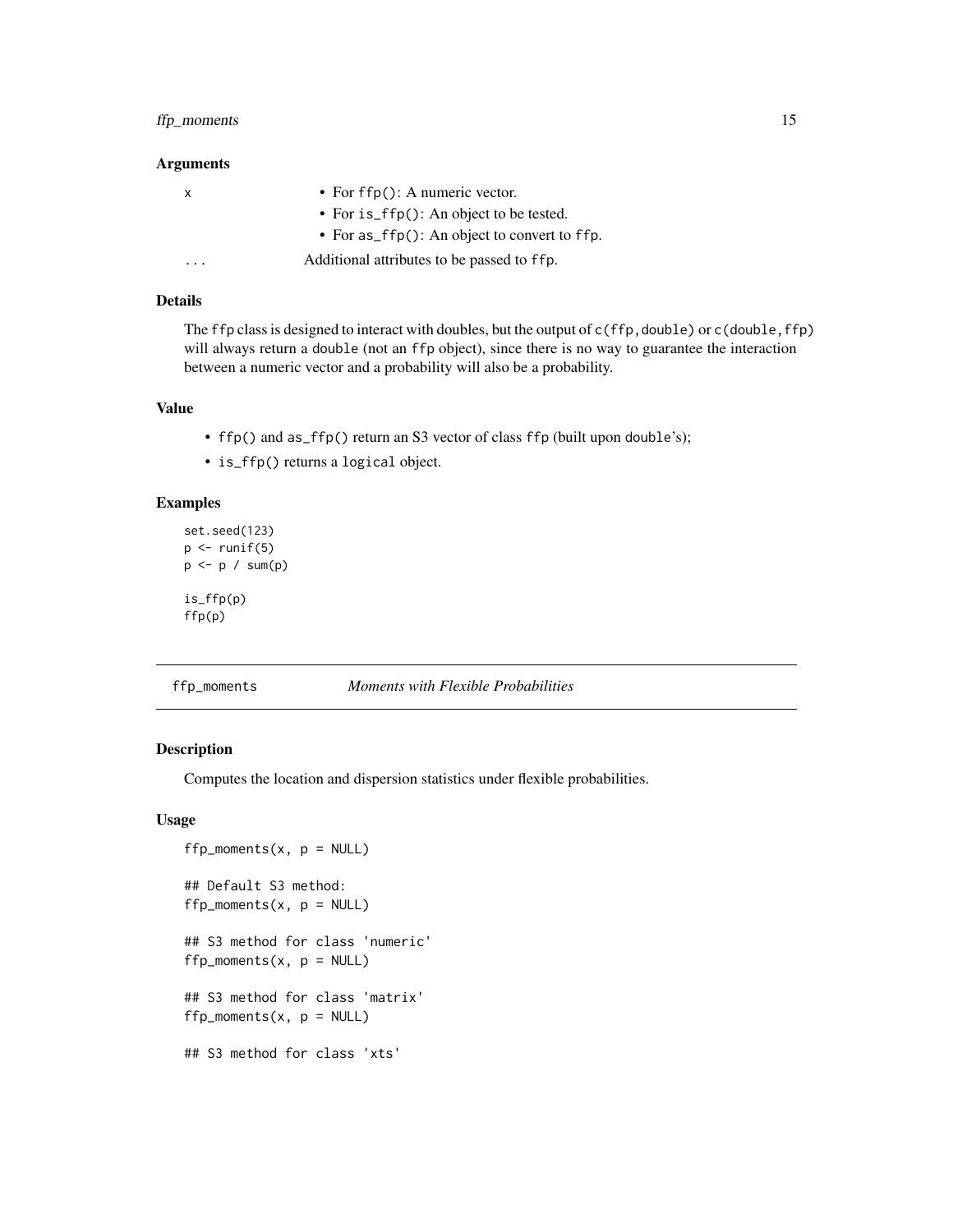### Arguments

| | |
|---|---|
| x | • For `ffp()`: A numeric vector.<br>• For `is_ffp()`: An object to be tested.<br>• For `as_ffp()`: An object to convert to `ffp`. |
| ... | Additional attributes to be passed to `ffp`. |

### Details

The `ffp` class is designed to interact with doubles, but the output of `c(ffp,double)` or `c(double,ffp)` will always return a `double` (not an `ffp` object), since there is no way to guarantee the interaction between a numeric vector and a probability will also be a probability.

### Value

- `ffp()` and `as_ffp()` return an S3 vector of class `ffp` (built upon `double`'s);
- `is_ffp()` returns a `logical` object.

### Examples

```
set.seed(123)
p <- runif(5)
p <- p / sum(p)

is_ffp(p)
ffp(p)
```

---

## ffp_moments *Moments with Flexible Probabilities*

### Description

Computes the location and dispersion statistics under flexible probabilities.

### Usage

```
ffp_moments(x, p = NULL)

## Default S3 method:
ffp_moments(x, p = NULL)

## S3 method for class 'numeric'
ffp_moments(x, p = NULL)

## S3 method for class 'matrix'
ffp_moments(x, p = NULL)

## S3 method for class 'xts'
```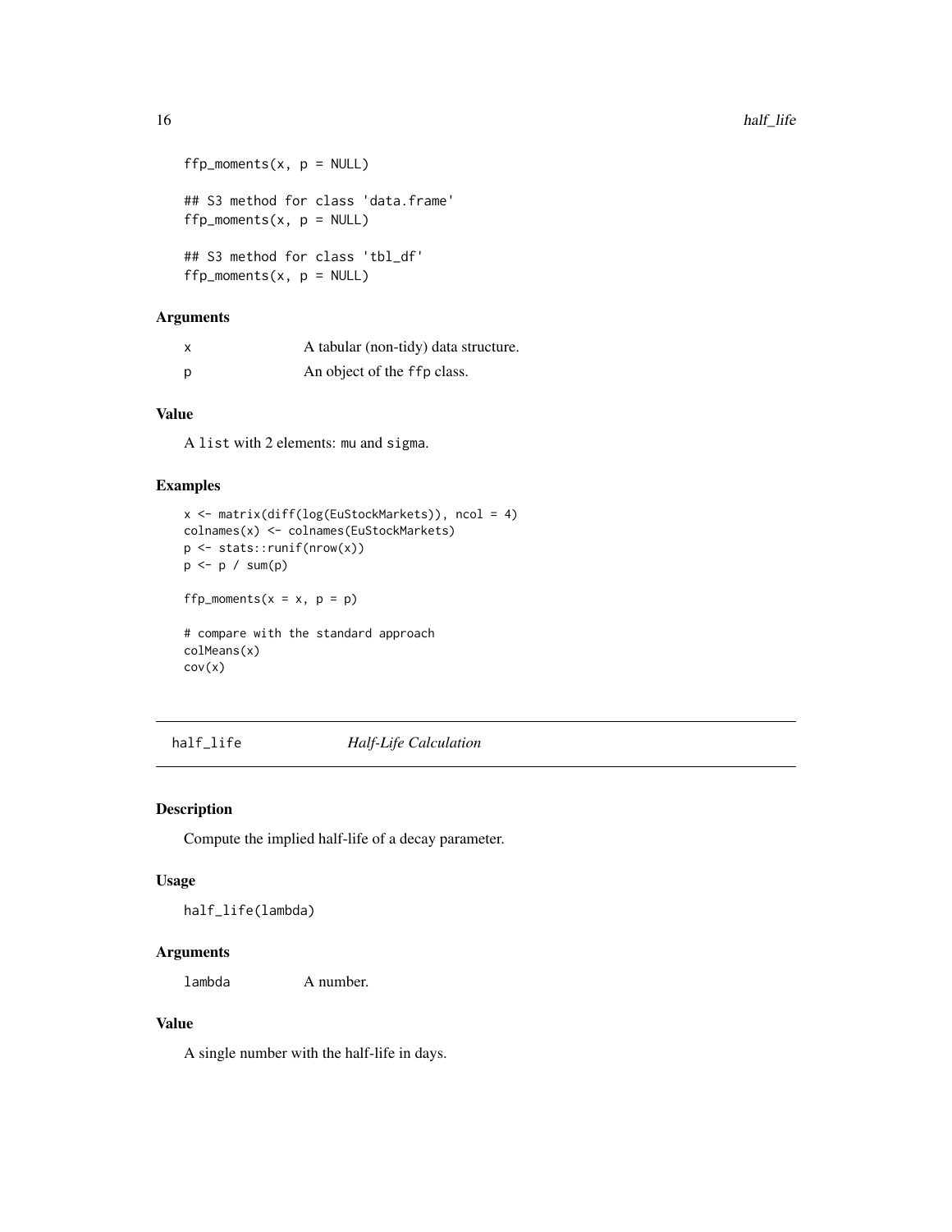```
ffp_moments(x, p = NULL)

## S3 method for class 'data.frame'
ffp_moments(x, p = NULL)

## S3 method for class 'tbl_df'
ffp_moments(x, p = NULL)
```

### Arguments

| | |
|---|---|
| x | A tabular (non-tidy) data structure. |
| p | An object of the ffp class. |

### Value

A list with 2 elements: mu and sigma.

### Examples

```
x <- matrix(diff(log(EuStockMarkets)), ncol = 4)
colnames(x) <- colnames(EuStockMarkets)
p <- stats::runif(nrow(x))
p <- p / sum(p)

ffp_moments(x = x, p = p)

# compare with the standard approach
colMeans(x)
cov(x)
```

---

## half_life — *Half-Life Calculation*

### Description

Compute the implied half-life of a decay parameter.

### Usage

```
half_life(lambda)
```

### Arguments

| | |
|---|---|
| lambda | A number. |

### Value

A single number with the half-life in days.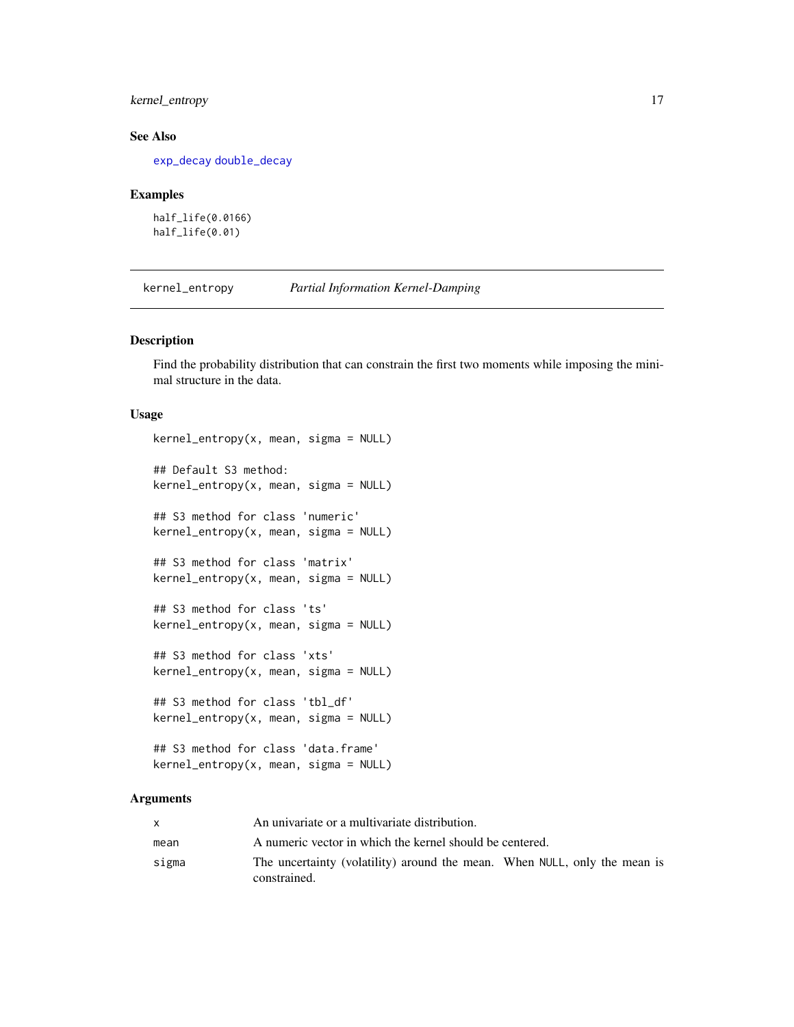## See Also

`exp_decay` `double_decay`

## Examples

```
half_life(0.0166)
half_life(0.01)
```

---

# kernel_entropy — *Partial Information Kernel-Damping*

## Description

Find the probability distribution that can constrain the first two moments while imposing the minimal structure in the data.

## Usage

```
kernel_entropy(x, mean, sigma = NULL)

## Default S3 method:
kernel_entropy(x, mean, sigma = NULL)

## S3 method for class 'numeric'
kernel_entropy(x, mean, sigma = NULL)

## S3 method for class 'matrix'
kernel_entropy(x, mean, sigma = NULL)

## S3 method for class 'ts'
kernel_entropy(x, mean, sigma = NULL)

## S3 method for class 'xts'
kernel_entropy(x, mean, sigma = NULL)

## S3 method for class 'tbl_df'
kernel_entropy(x, mean, sigma = NULL)

## S3 method for class 'data.frame'
kernel_entropy(x, mean, sigma = NULL)
```

## Arguments

| | |
|---|---|
| `x` | An univariate or a multivariate distribution. |
| `mean` | A numeric vector in which the kernel should be centered. |
| `sigma` | The uncertainty (volatility) around the mean. When `NULL`, only the mean is constrained. |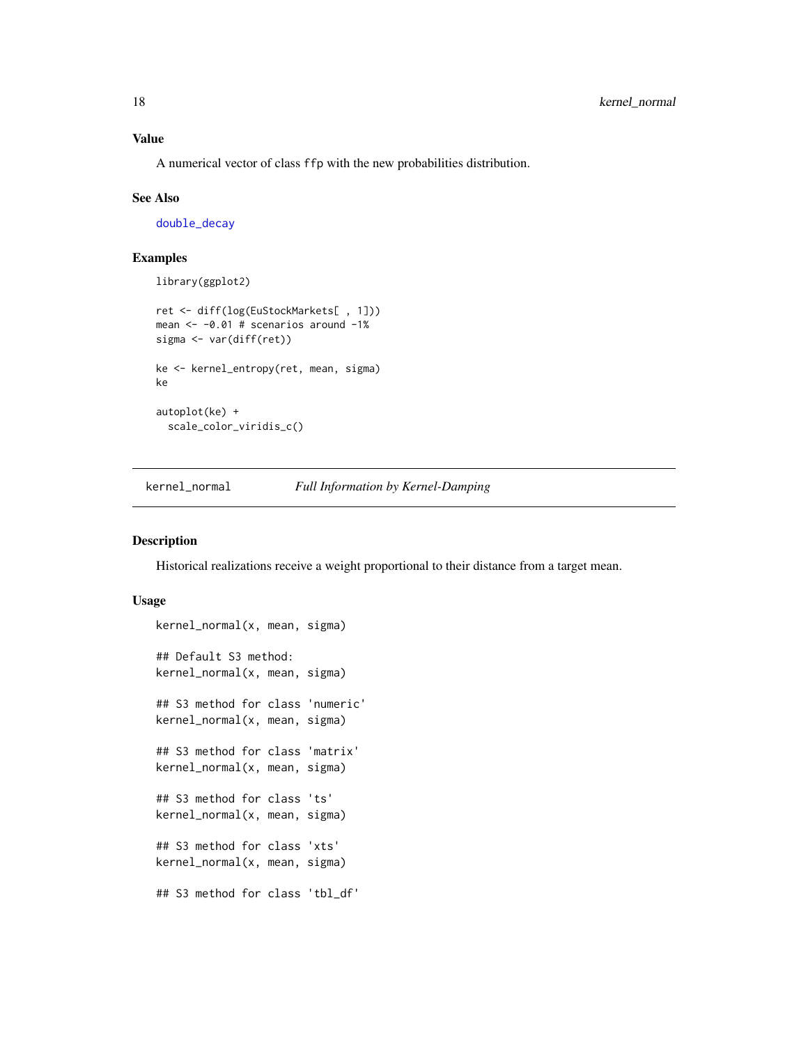### Value

A numerical vector of class `ffp` with the new probabilities distribution.

### See Also

double_decay

### Examples

```
library(ggplot2)

ret <- diff(log(EuStockMarkets[ , 1]))
mean <- -0.01 # scenarios around -1%
sigma <- var(diff(ret))

ke <- kernel_entropy(ret, mean, sigma)
ke

autoplot(ke) +
  scale_color_viridis_c()
```

---

## kernel_normal — *Full Information by Kernel-Damping*

### Description

Historical realizations receive a weight proportional to their distance from a target mean.

### Usage

```
kernel_normal(x, mean, sigma)

## Default S3 method:
kernel_normal(x, mean, sigma)

## S3 method for class 'numeric'
kernel_normal(x, mean, sigma)

## S3 method for class 'matrix'
kernel_normal(x, mean, sigma)

## S3 method for class 'ts'
kernel_normal(x, mean, sigma)

## S3 method for class 'xts'
kernel_normal(x, mean, sigma)

## S3 method for class 'tbl_df'
```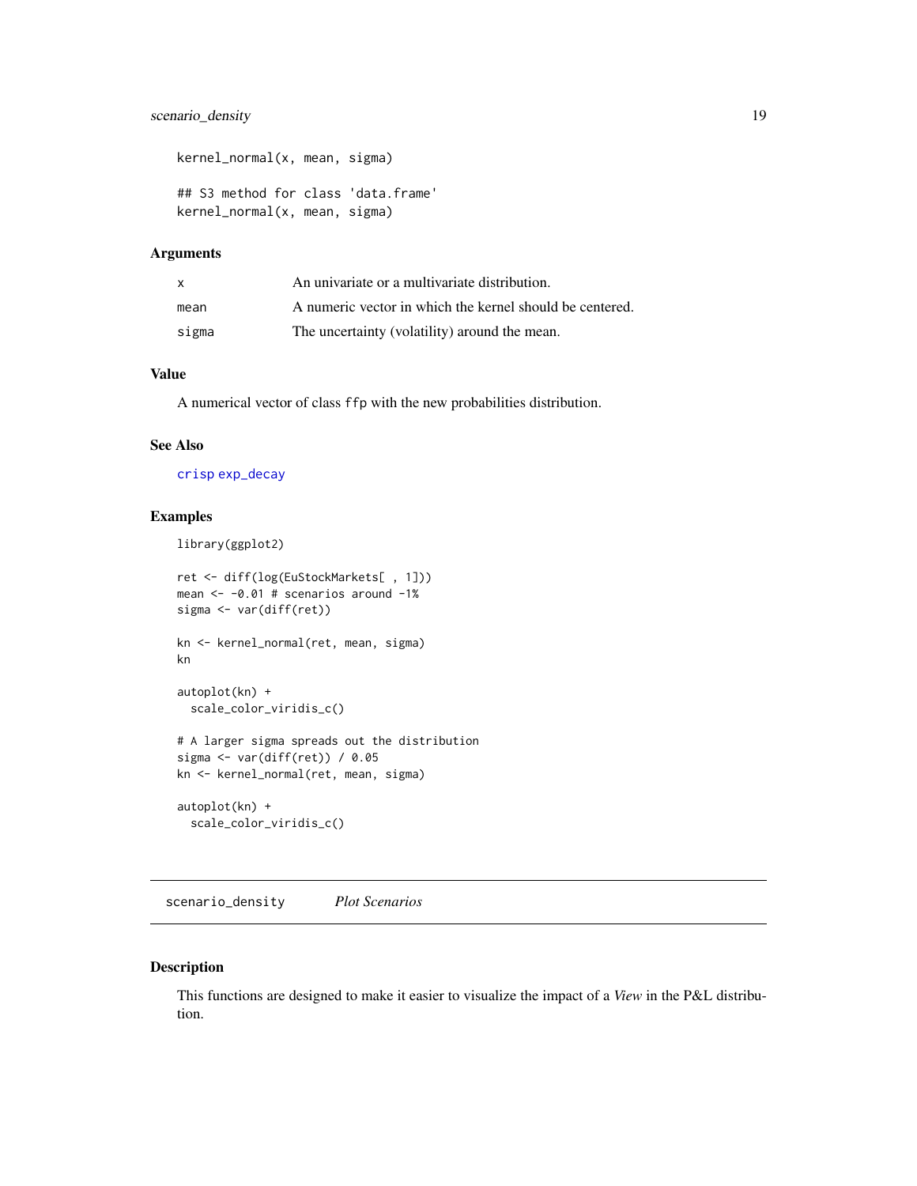```
kernel_normal(x, mean, sigma)

## S3 method for class 'data.frame'
kernel_normal(x, mean, sigma)
```

### Arguments

| | |
|---|---|
| x | An univariate or a multivariate distribution. |
| mean | A numeric vector in which the kernel should be centered. |
| sigma | The uncertainty (volatility) around the mean. |

### Value

A numerical vector of class `ffp` with the new probabilities distribution.

### See Also

`crisp` `exp_decay`

### Examples

```
library(ggplot2)

ret <- diff(log(EuStockMarkets[ , 1]))
mean <- -0.01 # scenarios around -1%
sigma <- var(diff(ret))

kn <- kernel_normal(ret, mean, sigma)
kn

autoplot(kn) +
  scale_color_viridis_c()

# A larger sigma spreads out the distribution
sigma <- var(diff(ret)) / 0.05
kn <- kernel_normal(ret, mean, sigma)

autoplot(kn) +
  scale_color_viridis_c()
```

## scenario_density *Plot Scenarios*

### Description

This functions are designed to make it easier to visualize the impact of a *View* in the P&L distribution.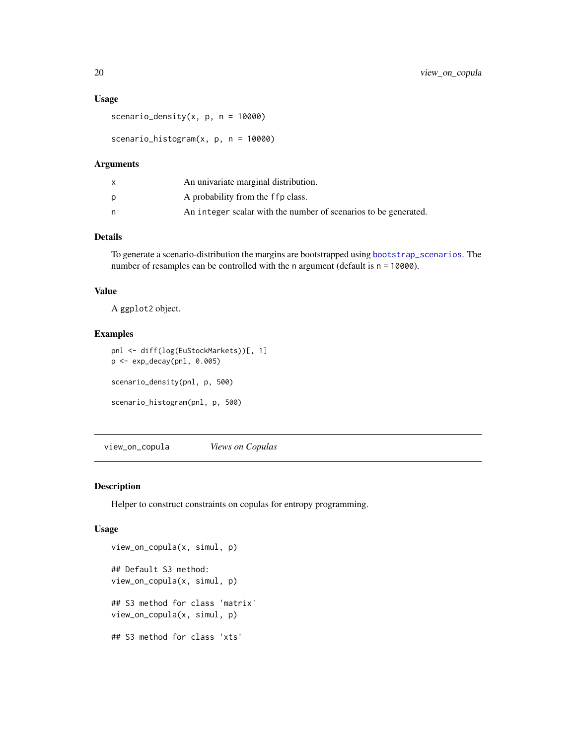### Usage

```
scenario_density(x, p, n = 10000)

scenario_histogram(x, p, n = 10000)
```

### Arguments

| | |
|---|---|
| x | An univariate marginal distribution. |
| p | A probability from the `ffp` class. |
| n | An `integer` scalar with the number of scenarios to be generated. |

### Details

To generate a scenario-distribution the margins are bootstrapped using `bootstrap_scenarios`. The number of resamples can be controlled with the `n` argument (default is `n = 10000`).

### Value

A `ggplot2` object.

### Examples

```
pnl <- diff(log(EuStockMarkets))[, 1]
p <- exp_decay(pnl, 0.005)

scenario_density(pnl, p, 500)

scenario_histogram(pnl, p, 500)
```

---

## view_on_copula &nbsp;&nbsp;&nbsp; *Views on Copulas*

### Description

Helper to construct constraints on copulas for entropy programming.

### Usage

```
view_on_copula(x, simul, p)

## Default S3 method:
view_on_copula(x, simul, p)

## S3 method for class 'matrix'
view_on_copula(x, simul, p)

## S3 method for class 'xts'
```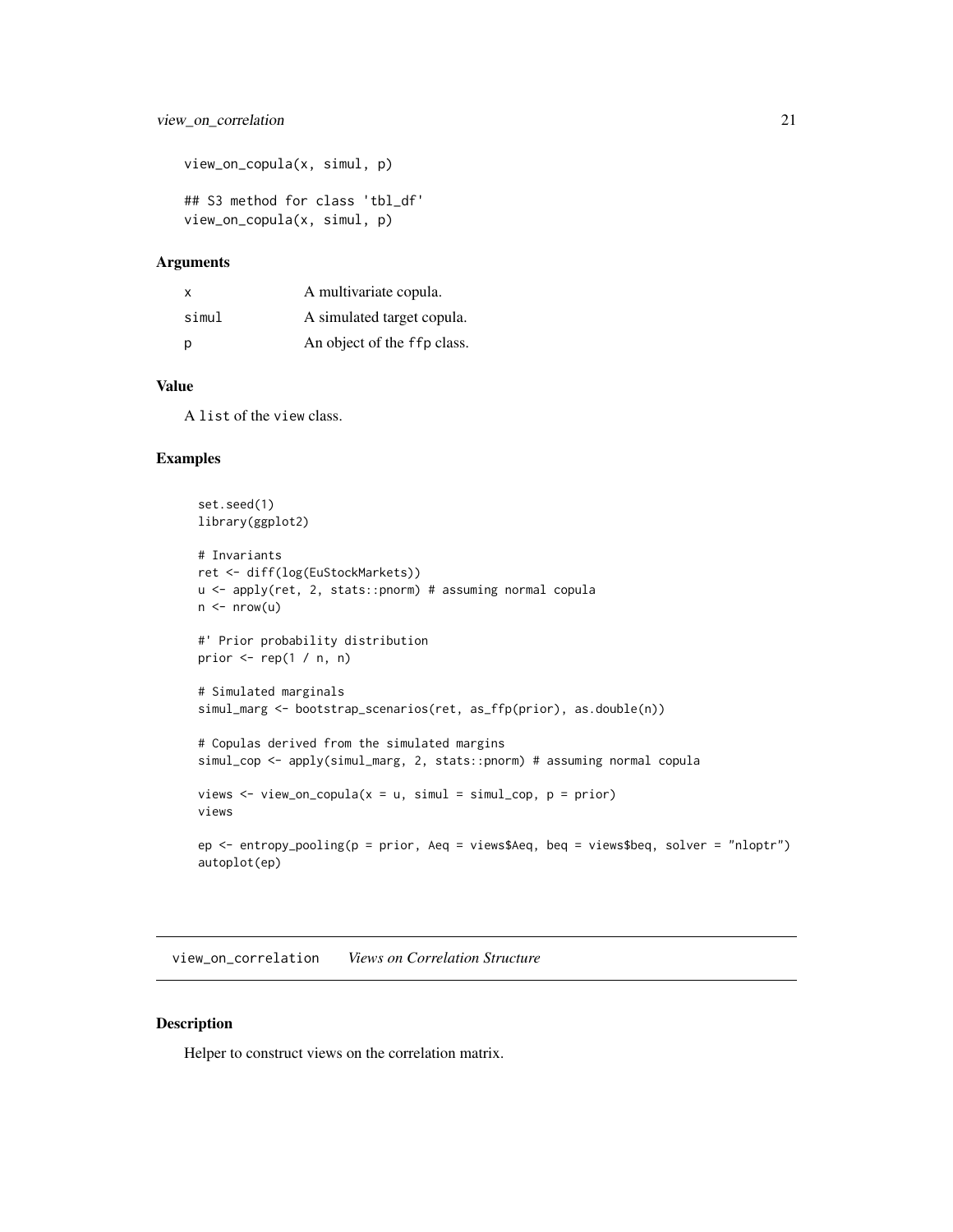```
view_on_copula(x, simul, p)

## S3 method for class 'tbl_df'
view_on_copula(x, simul, p)
```

### Arguments

| | |
|---|---|
| x | A multivariate copula. |
| simul | A simulated target copula. |
| p | An object of the ffp class. |

### Value

A list of the view class.

### Examples

```
set.seed(1)
library(ggplot2)

# Invariants
ret <- diff(log(EuStockMarkets))
u <- apply(ret, 2, stats::pnorm) # assuming normal copula
n <- nrow(u)

#' Prior probability distribution
prior <- rep(1 / n, n)

# Simulated marginals
simul_marg <- bootstrap_scenarios(ret, as_ffp(prior), as.double(n))

# Copulas derived from the simulated margins
simul_cop <- apply(simul_marg, 2, stats::pnorm) # assuming normal copula

views <- view_on_copula(x = u, simul = simul_cop, p = prior)
views

ep <- entropy_pooling(p = prior, Aeq = views$Aeq, beq = views$beq, solver = "nloptr")
autoplot(ep)
```

## view_on_correlation *Views on Correlation Structure*

### Description

Helper to construct views on the correlation matrix.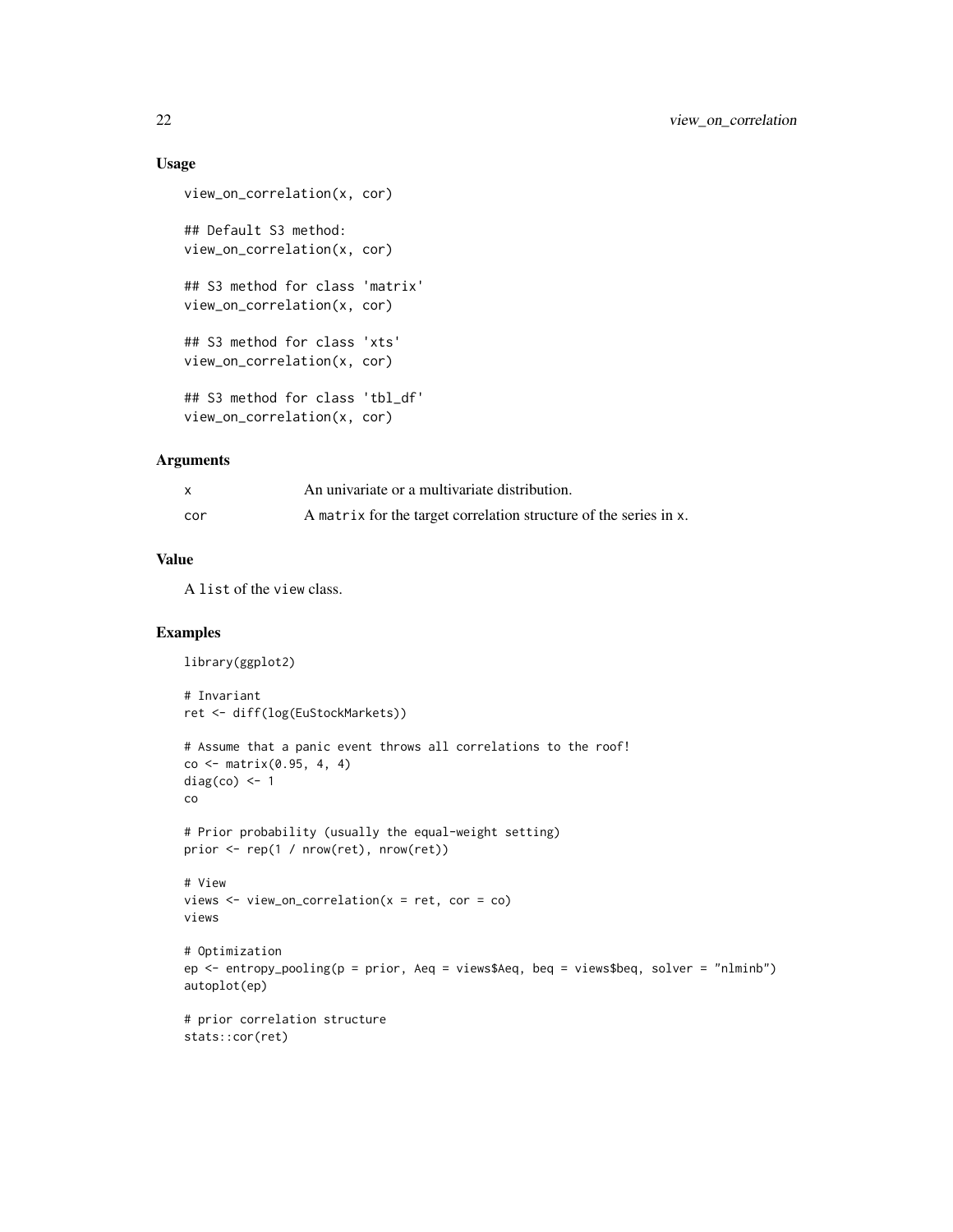### Usage

```
view_on_correlation(x, cor)

## Default S3 method:
view_on_correlation(x, cor)

## S3 method for class 'matrix'
view_on_correlation(x, cor)

## S3 method for class 'xts'
view_on_correlation(x, cor)

## S3 method for class 'tbl_df'
view_on_correlation(x, cor)
```

### Arguments

| | |
|---|---|
| x | An univariate or a multivariate distribution. |
| cor | A matrix for the target correlation structure of the series in x. |

### Value

A list of the view class.

### Examples

```
library(ggplot2)

# Invariant
ret <- diff(log(EuStockMarkets))

# Assume that a panic event throws all correlations to the roof!
co <- matrix(0.95, 4, 4)
diag(co) <- 1
co

# Prior probability (usually the equal-weight setting)
prior <- rep(1 / nrow(ret), nrow(ret))

# View
views <- view_on_correlation(x = ret, cor = co)
views

# Optimization
ep <- entropy_pooling(p = prior, Aeq = views$Aeq, beq = views$beq, solver = "nlminb")
autoplot(ep)

# prior correlation structure
stats::cor(ret)
```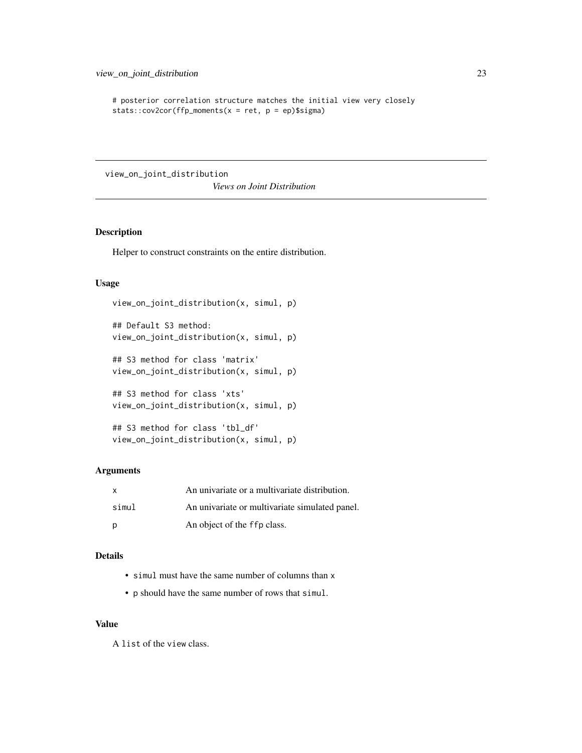```
# posterior correlation structure matches the initial view very closely
stats::cov2cor(ffp_moments(x = ret, p = ep)$sigma)
```

---

## view_on_joint_distribution

*Views on Joint Distribution*

---

### Description

Helper to construct constraints on the entire distribution.

### Usage

```
view_on_joint_distribution(x, simul, p)

## Default S3 method:
view_on_joint_distribution(x, simul, p)

## S3 method for class 'matrix'
view_on_joint_distribution(x, simul, p)

## S3 method for class 'xts'
view_on_joint_distribution(x, simul, p)

## S3 method for class 'tbl_df'
view_on_joint_distribution(x, simul, p)
```

### Arguments

| | |
|---|---|
| x | An univariate or a multivariate distribution. |
| simul | An univariate or multivariate simulated panel. |
| p | An object of the `ffp` class. |

### Details

- `simul` must have the same number of columns than `x`
- `p` should have the same number of rows that `simul`.

### Value

A `list` of the `view` class.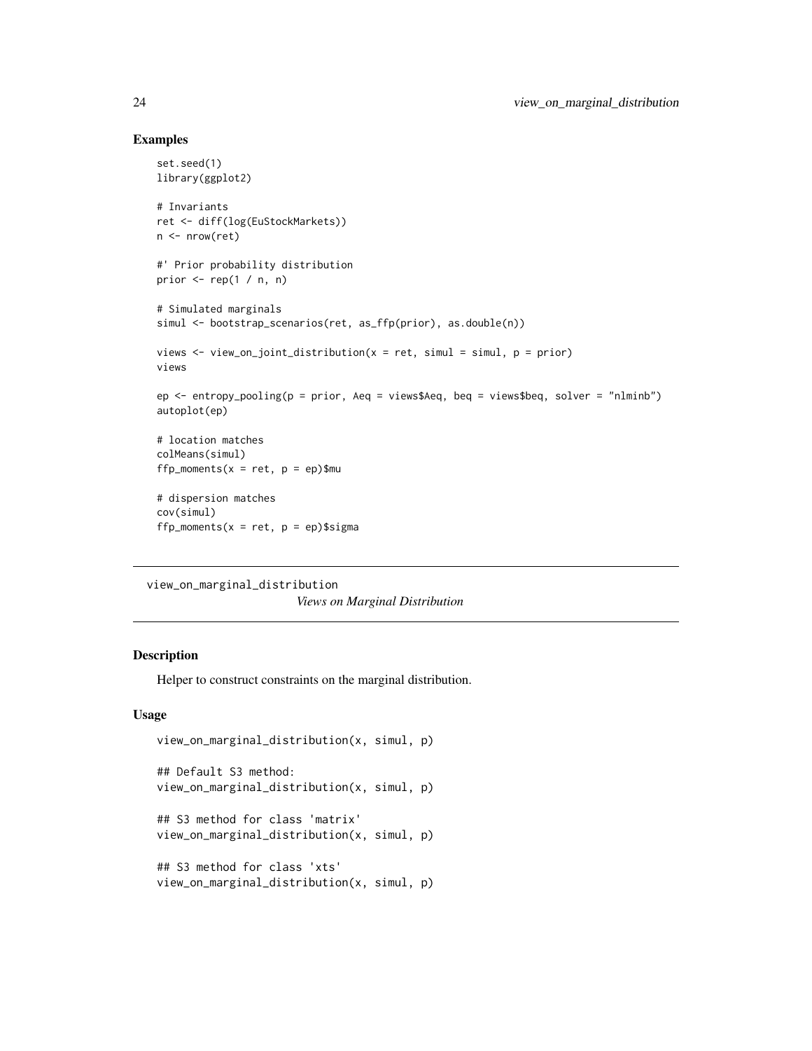### Examples

```
set.seed(1)
library(ggplot2)

# Invariants
ret <- diff(log(EuStockMarkets))
n <- nrow(ret)

#' Prior probability distribution
prior <- rep(1 / n, n)

# Simulated marginals
simul <- bootstrap_scenarios(ret, as_ffp(prior), as.double(n))

views <- view_on_joint_distribution(x = ret, simul = simul, p = prior)
views

ep <- entropy_pooling(p = prior, Aeq = views$Aeq, beq = views$beq, solver = "nlminb")
autoplot(ep)

# location matches
colMeans(simul)
ffp_moments(x = ret, p = ep)$mu

# dispersion matches
cov(simul)
ffp_moments(x = ret, p = ep)$sigma
```

---

## view_on_marginal_distribution

*Views on Marginal Distribution*

---

### Description

Helper to construct constraints on the marginal distribution.

### Usage

```
view_on_marginal_distribution(x, simul, p)

## Default S3 method:
view_on_marginal_distribution(x, simul, p)

## S3 method for class 'matrix'
view_on_marginal_distribution(x, simul, p)

## S3 method for class 'xts'
view_on_marginal_distribution(x, simul, p)
```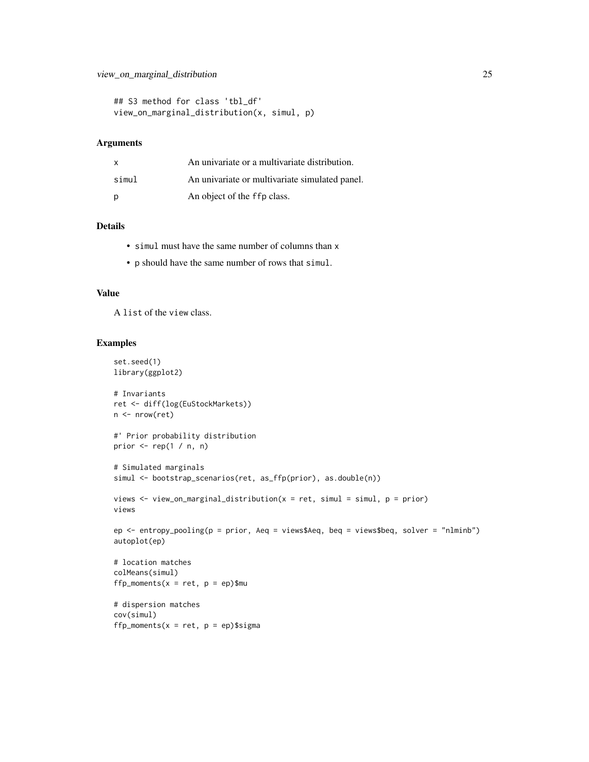```
## S3 method for class 'tbl_df'
view_on_marginal_distribution(x, simul, p)
```

### Arguments

| | |
|---|---|
| x | An univariate or a multivariate distribution. |
| simul | An univariate or multivariate simulated panel. |
| p | An object of the ffp class. |

### Details

- simul must have the same number of columns than x
- p should have the same number of rows that simul.

### Value

A list of the view class.

### Examples

```
set.seed(1)
library(ggplot2)

# Invariants
ret <- diff(log(EuStockMarkets))
n <- nrow(ret)

#' Prior probability distribution
prior <- rep(1 / n, n)

# Simulated marginals
simul <- bootstrap_scenarios(ret, as_ffp(prior), as.double(n))

views <- view_on_marginal_distribution(x = ret, simul = simul, p = prior)
views

ep <- entropy_pooling(p = prior, Aeq = views$Aeq, beq = views$beq, solver = "nlminb")
autoplot(ep)

# location matches
colMeans(simul)
ffp_moments(x = ret, p = ep)$mu

# dispersion matches
cov(simul)
ffp_moments(x = ret, p = ep)$sigma
```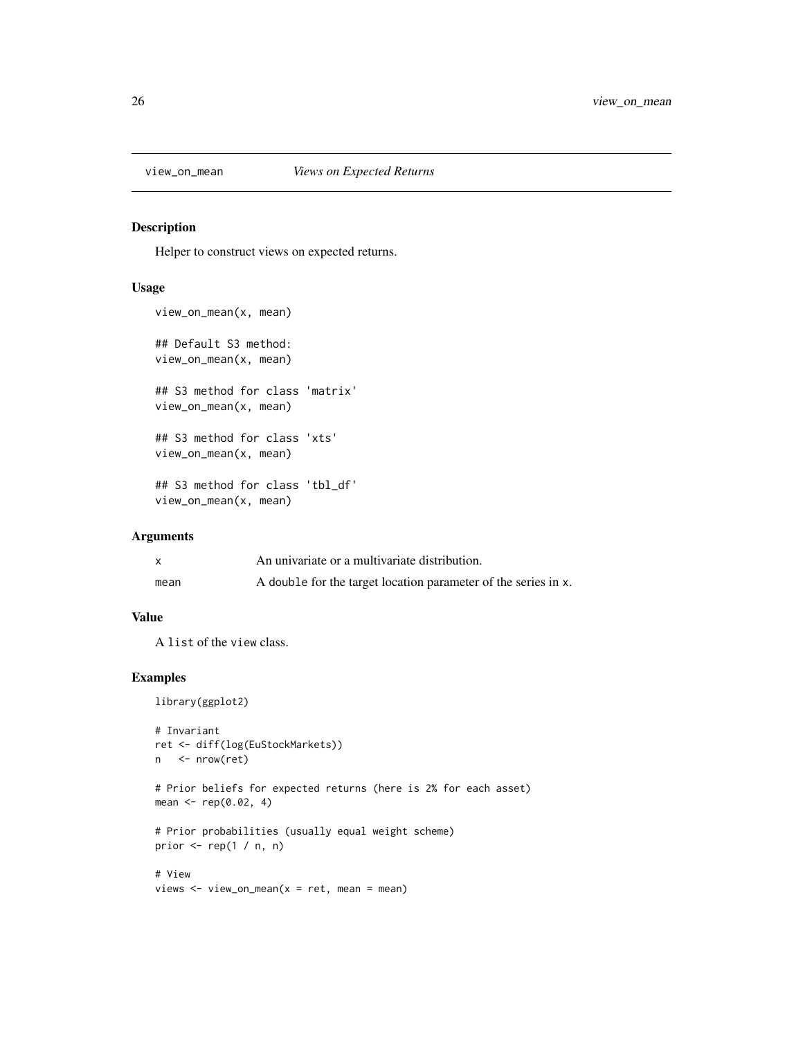# view_on_mean — *Views on Expected Returns*

## Description

Helper to construct views on expected returns.

## Usage

```
view_on_mean(x, mean)

## Default S3 method:
view_on_mean(x, mean)

## S3 method for class 'matrix'
view_on_mean(x, mean)

## S3 method for class 'xts'
view_on_mean(x, mean)

## S3 method for class 'tbl_df'
view_on_mean(x, mean)
```

## Arguments

| | |
|---|---|
| `x` | An univariate or a multivariate distribution. |
| `mean` | A `double` for the target location parameter of the series in `x`. |

## Value

A `list` of the `view` class.

## Examples

```
library(ggplot2)

# Invariant
ret <- diff(log(EuStockMarkets))
n   <- nrow(ret)

# Prior beliefs for expected returns (here is 2% for each asset)
mean <- rep(0.02, 4)

# Prior probabilities (usually equal weight scheme)
prior <- rep(1 / n, n)

# View
views <- view_on_mean(x = ret, mean = mean)
```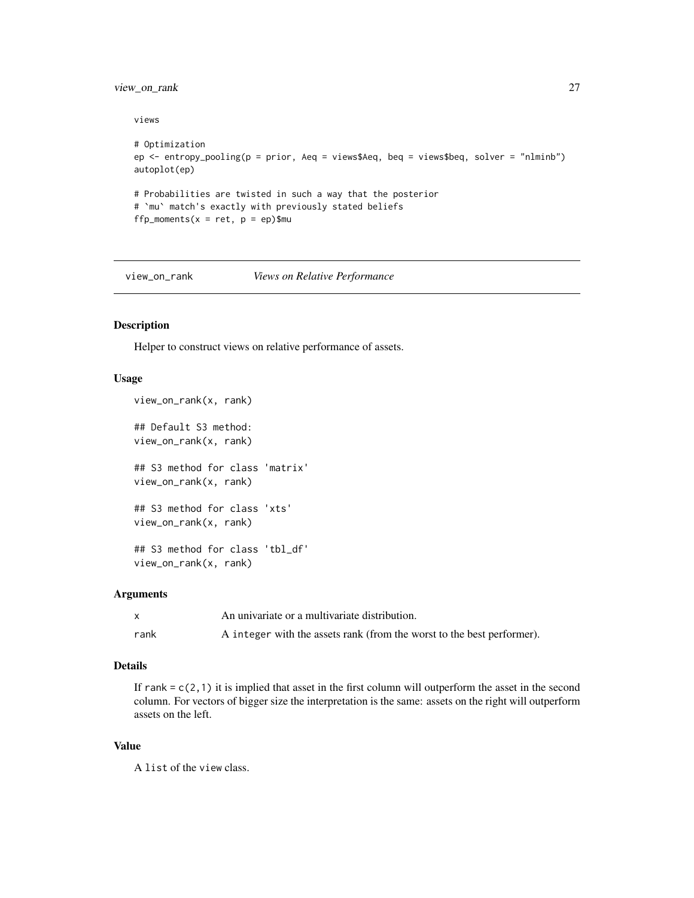```
views

# Optimization
ep <- entropy_pooling(p = prior, Aeq = views$Aeq, beq = views$beq, solver = "nlminb")
autoplot(ep)

# Probabilities are twisted in such a way that the posterior
# `mu` match's exactly with previously stated beliefs
ffp_moments(x = ret, p = ep)$mu
```

## view_on_rank — *Views on Relative Performance*

### Description

Helper to construct views on relative performance of assets.

### Usage

```
view_on_rank(x, rank)

## Default S3 method:
view_on_rank(x, rank)

## S3 method for class 'matrix'
view_on_rank(x, rank)

## S3 method for class 'xts'
view_on_rank(x, rank)

## S3 method for class 'tbl_df'
view_on_rank(x, rank)
```

### Arguments

| | |
|---|---|
| `x` | An univariate or a multivariate distribution. |
| `rank` | A `integer` with the assets rank (from the worst to the best performer). |

### Details

If `rank = c(2,1)` it is implied that asset in the first column will outperform the asset in the second column. For vectors of bigger size the interpretation is the same: assets on the right will outperform assets on the left.

### Value

A `list` of the `view` class.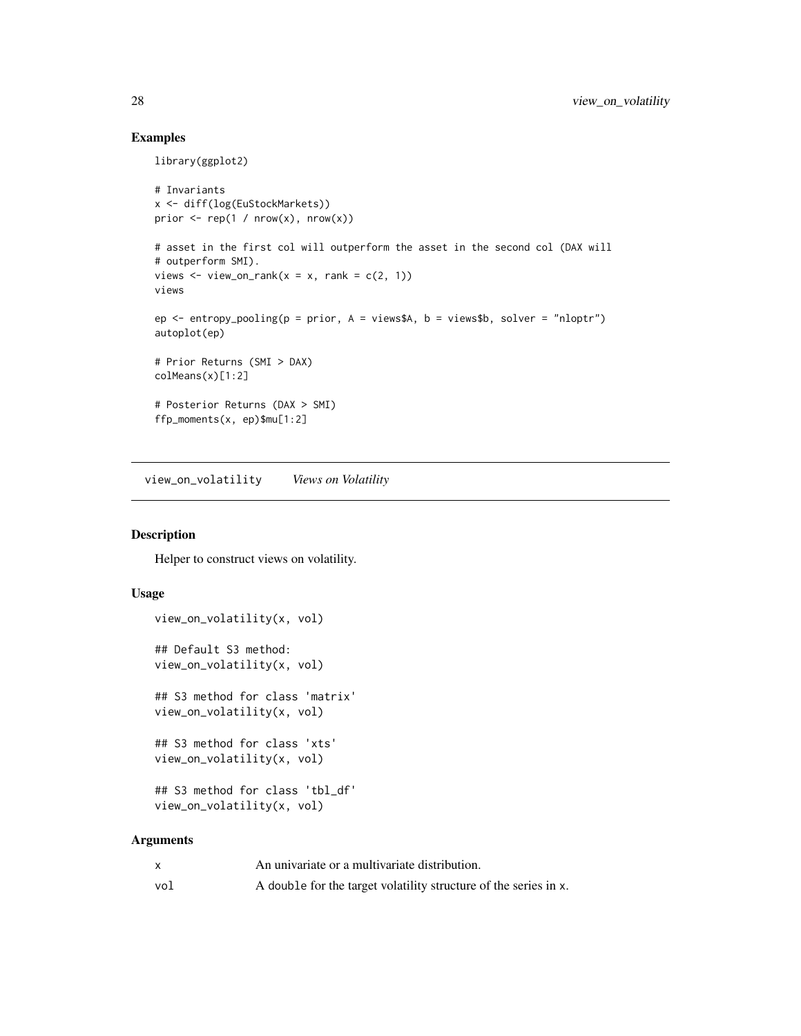## Examples

```
library(ggplot2)

# Invariants
x <- diff(log(EuStockMarkets))
prior <- rep(1 / nrow(x), nrow(x))

# asset in the first col will outperform the asset in the second col (DAX will
# outperform SMI).
views <- view_on_rank(x = x, rank = c(2, 1))
views

ep <- entropy_pooling(p = prior, A = views$A, b = views$b, solver = "nloptr")
autoplot(ep)

# Prior Returns (SMI > DAX)
colMeans(x)[1:2]

# Posterior Returns (DAX > SMI)
ffp_moments(x, ep)$mu[1:2]
```

---

# view_on_volatility *Views on Volatility*

---

## Description

Helper to construct views on volatility.

## Usage

```
view_on_volatility(x, vol)

## Default S3 method:
view_on_volatility(x, vol)

## S3 method for class 'matrix'
view_on_volatility(x, vol)

## S3 method for class 'xts'
view_on_volatility(x, vol)

## S3 method for class 'tbl_df'
view_on_volatility(x, vol)
```

## Arguments

| | |
|---|---|
| `x` | An univariate or a multivariate distribution. |
| `vol` | A `double` for the target volatility structure of the series in `x`. |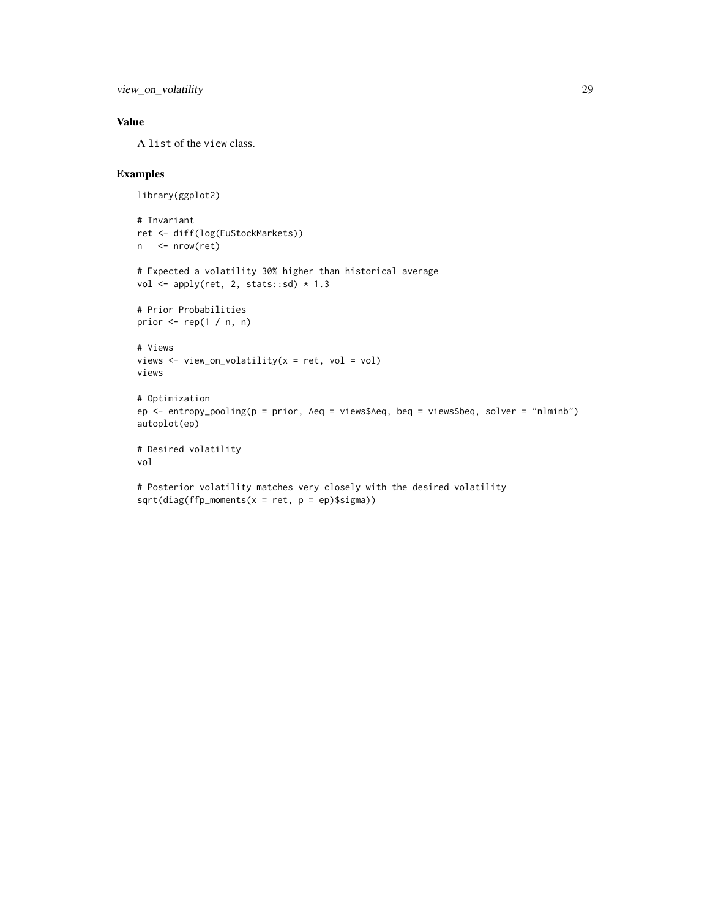## Value

A `list` of the `view` class.

## Examples

```
library(ggplot2)

# Invariant
ret <- diff(log(EuStockMarkets))
n   <- nrow(ret)

# Expected a volatility 30% higher than historical average
vol <- apply(ret, 2, stats::sd) * 1.3

# Prior Probabilities
prior <- rep(1 / n, n)

# Views
views <- view_on_volatility(x = ret, vol = vol)
views

# Optimization
ep <- entropy_pooling(p = prior, Aeq = views$Aeq, beq = views$beq, solver = "nlminb")
autoplot(ep)

# Desired volatility
vol

# Posterior volatility matches very closely with the desired volatility
sqrt(diag(ffp_moments(x = ret, p = ep)$sigma))
```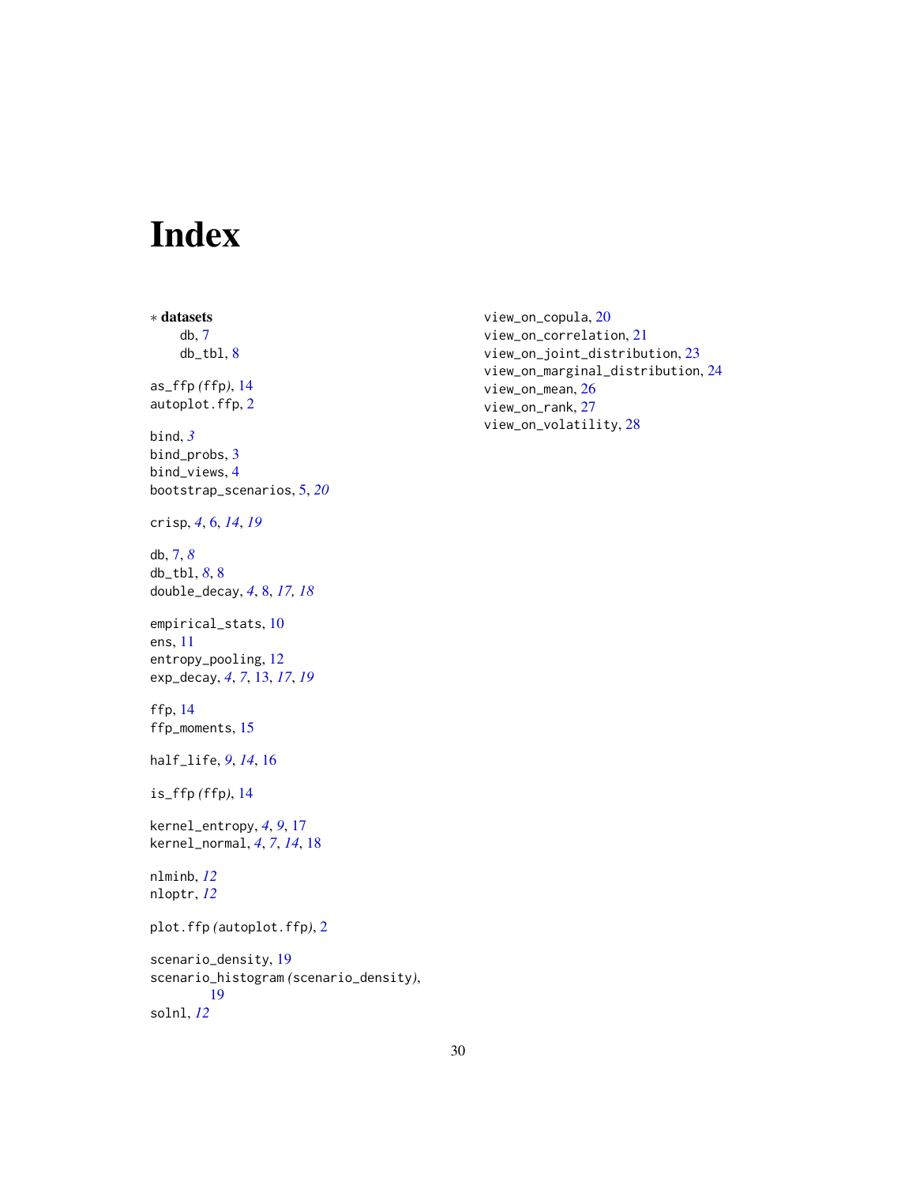# Index

∗ **datasets**
  db, 7
  db_tbl, 8

as_ffp *(*ffp*)*, 14
autoplot.ffp, 2

bind, *3*
bind_probs, 3
bind_views, 4
bootstrap_scenarios, 5, *20*

crisp, *4*, 6, *14*, *19*

db, 7, *8*
db_tbl, *8*, 8
double_decay, *4*, 8, *17, 18*

empirical_stats, 10
ens, 11
entropy_pooling, 12
exp_decay, *4*, *7*, 13, *17*, *19*

ffp, 14
ffp_moments, 15

half_life, *9*, *14*, 16

is_ffp *(*ffp*)*, 14

kernel_entropy, *4*, *9*, 17
kernel_normal, *4*, *7*, *14*, 18

nlminb, *12*
nloptr, *12*

plot.ffp *(*autoplot.ffp*)*, 2

scenario_density, 19
scenario_histogram *(*scenario_density*)*, 19
solnl, *12*

view_on_copula, 20
view_on_correlation, 21
view_on_joint_distribution, 23
view_on_marginal_distribution, 24
view_on_mean, 26
view_on_rank, 27
view_on_volatility, 28